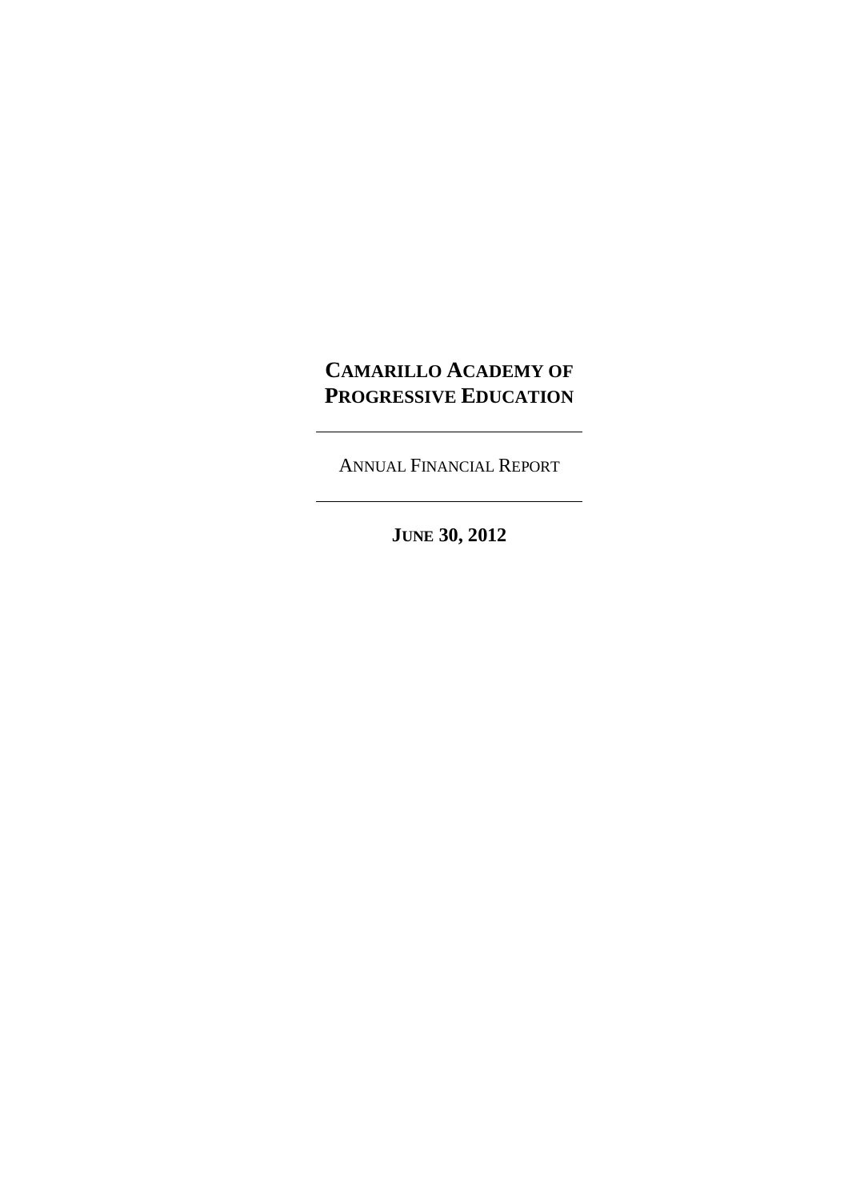# CAMARILLO ACADEMY OF PROGRESSIVE EDUCATION

---

ANNUAL FINANCIAL REPORT

---

**JUNE 30, 2012**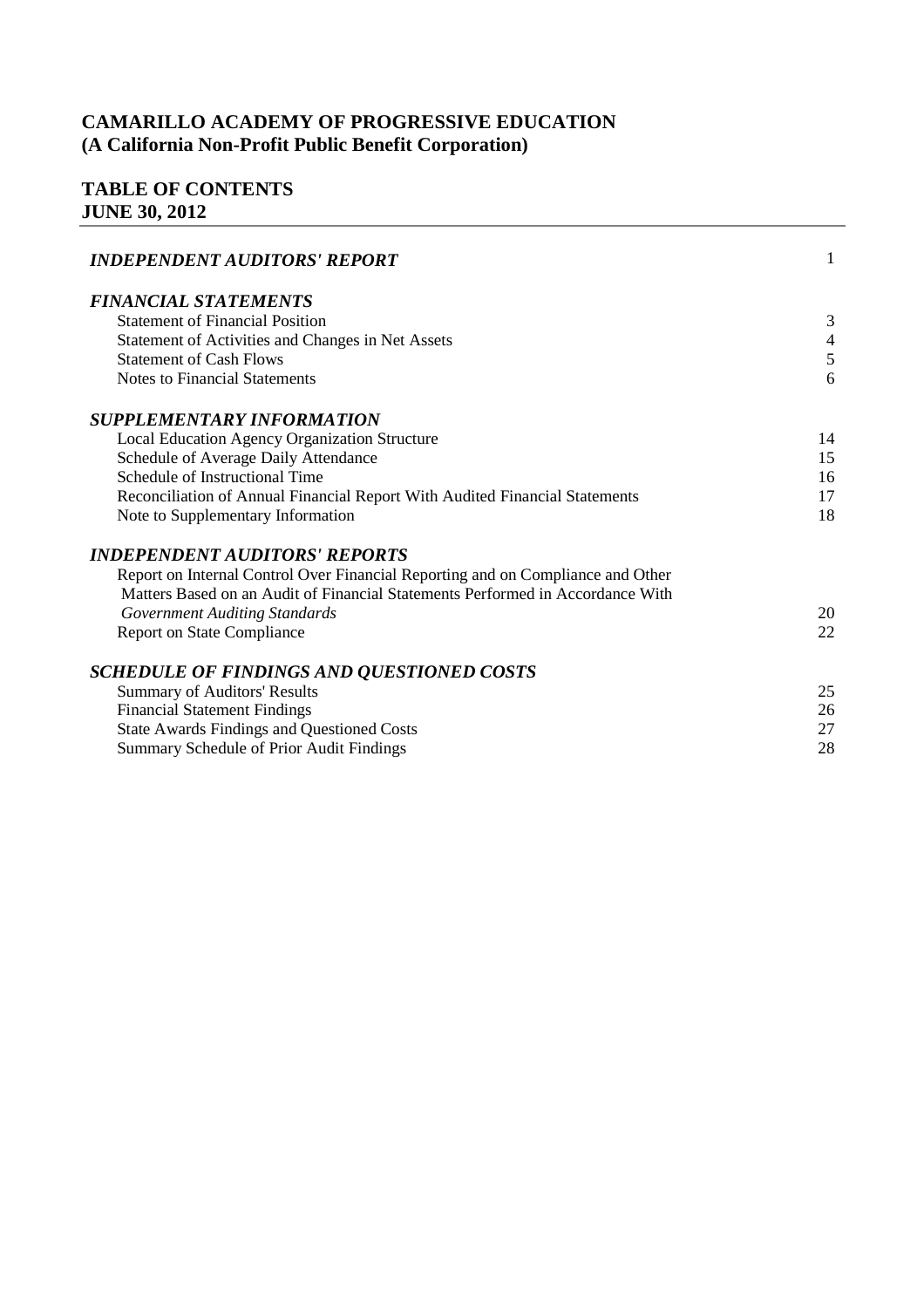# CAMARILLO ACADEMY OF PROGRESSIVE EDUCATION
## (A California Non-Profit Public Benefit Corporation)

## TABLE OF CONTENTS
## JUNE 30, 2012

| | |
|---|---|
| ***INDEPENDENT AUDITORS' REPORT*** | 1 |
| ***FINANCIAL STATEMENTS*** | |
| Statement of Financial Position | 3 |
| Statement of Activities and Changes in Net Assets | 4 |
| Statement of Cash Flows | 5 |
| Notes to Financial Statements | 6 |
| ***SUPPLEMENTARY INFORMATION*** | |
| Local Education Agency Organization Structure | 14 |
| Schedule of Average Daily Attendance | 15 |
| Schedule of Instructional Time | 16 |
| Reconciliation of Annual Financial Report With Audited Financial Statements | 17 |
| Note to Supplementary Information | 18 |
| ***INDEPENDENT AUDITORS' REPORTS*** | |
| Report on Internal Control Over Financial Reporting and on Compliance and Other Matters Based on an Audit of Financial Statements Performed in Accordance With *Government Auditing Standards* | 20 |
| Report on State Compliance | 22 |
| ***SCHEDULE OF FINDINGS AND QUESTIONED COSTS*** | |
| Summary of Auditors' Results | 25 |
| Financial Statement Findings | 26 |
| State Awards Findings and Questioned Costs | 27 |
| Summary Schedule of Prior Audit Findings | 28 |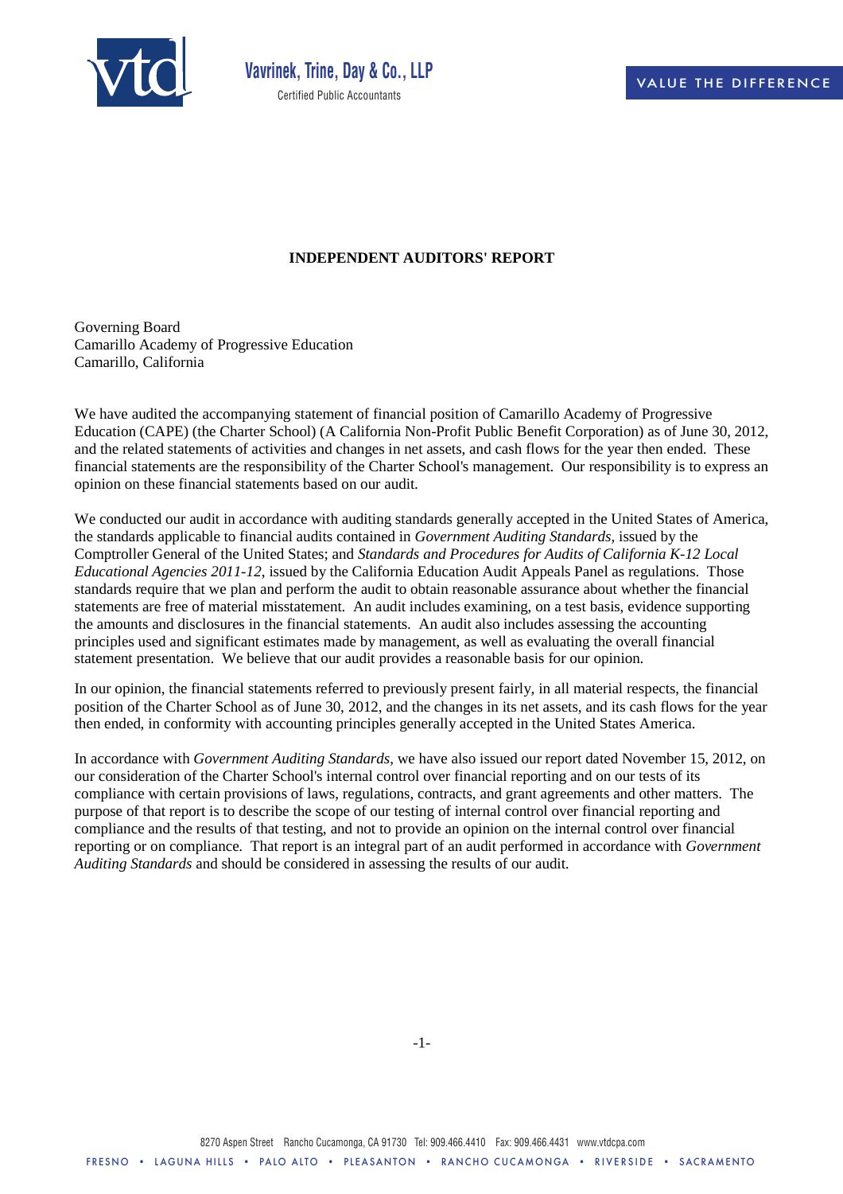# INDEPENDENT AUDITORS' REPORT

Governing Board
Camarillo Academy of Progressive Education
Camarillo, California

We have audited the accompanying statement of financial position of Camarillo Academy of Progressive Education (CAPE) (the Charter School) (A California Non-Profit Public Benefit Corporation) as of June 30, 2012, and the related statements of activities and changes in net assets, and cash flows for the year then ended. These financial statements are the responsibility of the Charter School's management. Our responsibility is to express an opinion on these financial statements based on our audit.

We conducted our audit in accordance with auditing standards generally accepted in the United States of America, the standards applicable to financial audits contained in *Government Auditing Standards*, issued by the Comptroller General of the United States; and *Standards and Procedures for Audits of California K-12 Local Educational Agencies 2011-12*, issued by the California Education Audit Appeals Panel as regulations. Those standards require that we plan and perform the audit to obtain reasonable assurance about whether the financial statements are free of material misstatement. An audit includes examining, on a test basis, evidence supporting the amounts and disclosures in the financial statements. An audit also includes assessing the accounting principles used and significant estimates made by management, as well as evaluating the overall financial statement presentation. We believe that our audit provides a reasonable basis for our opinion.

In our opinion, the financial statements referred to previously present fairly, in all material respects, the financial position of the Charter School as of June 30, 2012, and the changes in its net assets, and its cash flows for the year then ended, in conformity with accounting principles generally accepted in the United States America.

In accordance with *Government Auditing Standards*, we have also issued our report dated November 15, 2012, on our consideration of the Charter School's internal control over financial reporting and on our tests of its compliance with certain provisions of laws, regulations, contracts, and grant agreements and other matters. The purpose of that report is to describe the scope of our testing of internal control over financial reporting and compliance and the results of that testing, and not to provide an opinion on the internal control over financial reporting or on compliance. That report is an integral part of an audit performed in accordance with *Government Auditing Standards* and should be considered in assessing the results of our audit.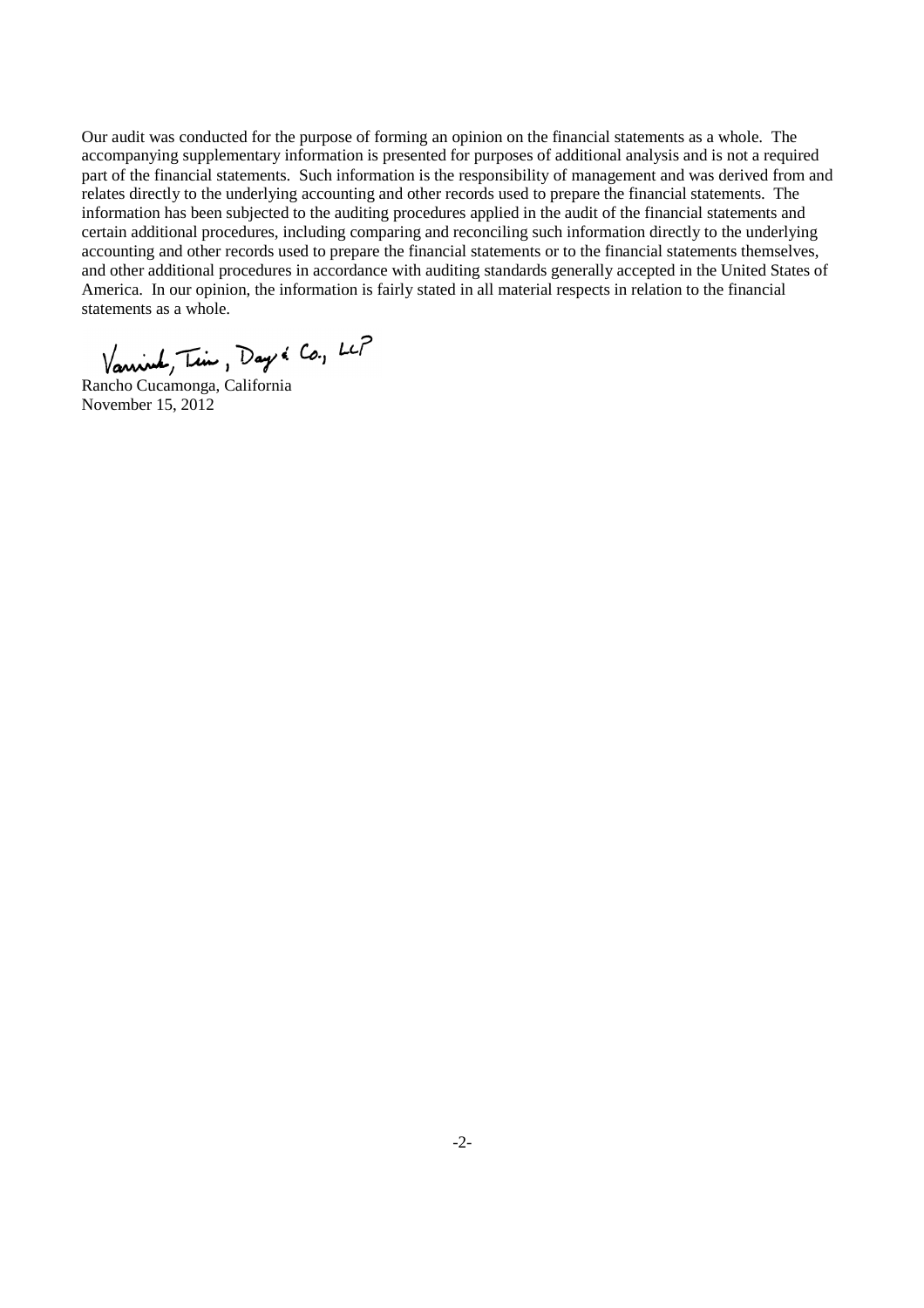Our audit was conducted for the purpose of forming an opinion on the financial statements as a whole. The accompanying supplementary information is presented for purposes of additional analysis and is not a required part of the financial statements. Such information is the responsibility of management and was derived from and relates directly to the underlying accounting and other records used to prepare the financial statements. The information has been subjected to the auditing procedures applied in the audit of the financial statements and certain additional procedures, including comparing and reconciling such information directly to the underlying accounting and other records used to prepare the financial statements or to the financial statements themselves, and other additional procedures in accordance with auditing standards generally accepted in the United States of America. In our opinion, the information is fairly stated in all material respects in relation to the financial statements as a whole.

Vavrinek, Trine, Day & Co., LLP

Rancho Cucamonga, California
November 15, 2012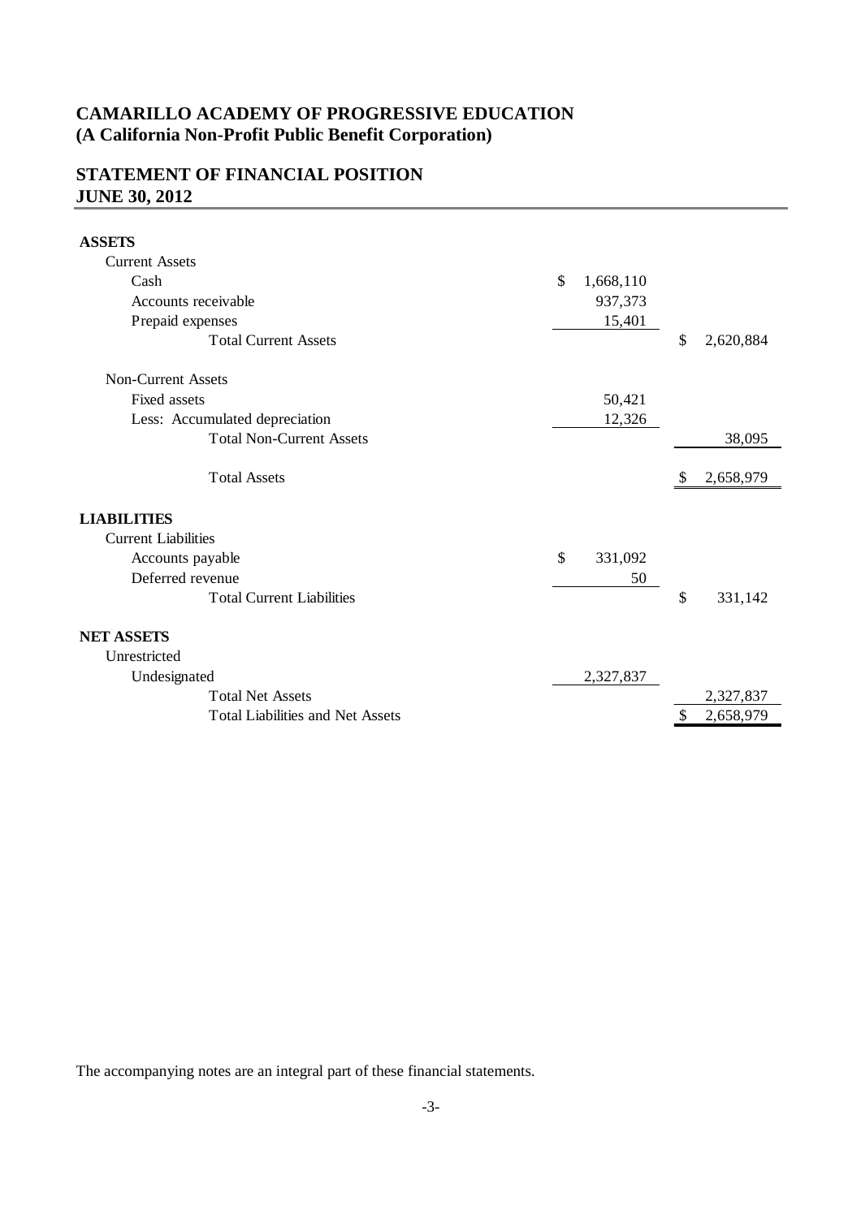# CAMARILLO ACADEMY OF PROGRESSIVE EDUCATION
## (A California Non-Profit Public Benefit Corporation)

## STATEMENT OF FINANCIAL POSITION
## JUNE 30, 2012

| | | |
|---|---|---|
| **ASSETS** | | |
| Current Assets | | |
| Cash | $ 1,668,110 | |
| Accounts receivable | 937,373 | |
| Prepaid expenses | 15,401 | |
| Total Current Assets | | $ 2,620,884 |
| Non-Current Assets | | |
| Fixed assets | 50,421 | |
| Less: Accumulated depreciation | 12,326 | |
| Total Non-Current Assets | | 38,095 |
| Total Assets | | $ 2,658,979 |
| **LIABILITIES** | | |
| Current Liabilities | | |
| Accounts payable | $ 331,092 | |
| Deferred revenue | 50 | |
| Total Current Liabilities | | $ 331,142 |
| **NET ASSETS** | | |
| Unrestricted | | |
| Undesignated | 2,327,837 | |
| Total Net Assets | | 2,327,837 |
| Total Liabilities and Net Assets | | $ 2,658,979 |

The accompanying notes are an integral part of these financial statements.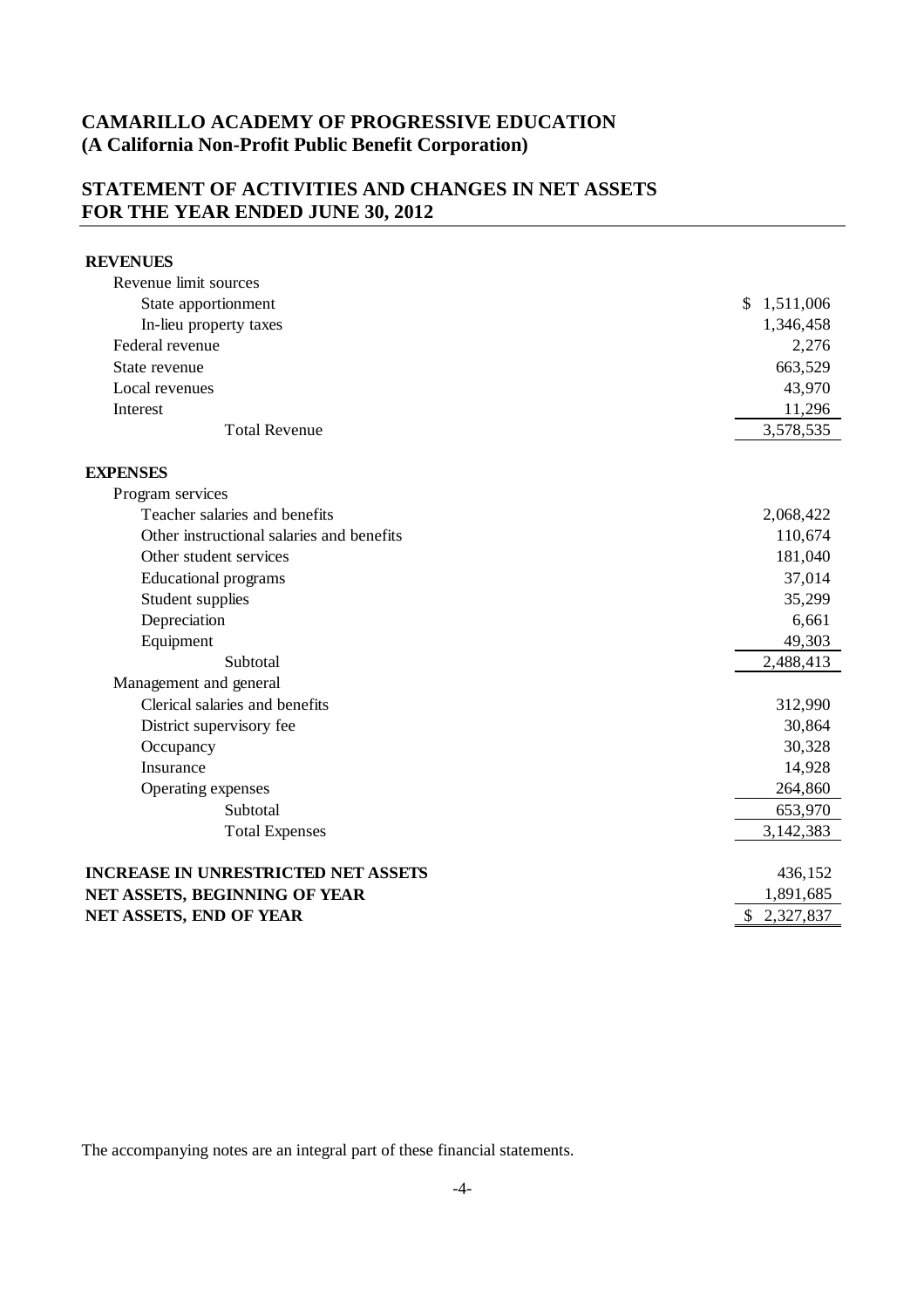# CAMARILLO ACADEMY OF PROGRESSIVE EDUCATION
## (A California Non-Profit Public Benefit Corporation)

## STATEMENT OF ACTIVITIES AND CHANGES IN NET ASSETS
## FOR THE YEAR ENDED JUNE 30, 2012

| | |
|---|---|
| **REVENUES** | |
| Revenue limit sources | |
| State apportionment | $ 1,511,006 |
| In-lieu property taxes | 1,346,458 |
| Federal revenue | 2,276 |
| State revenue | 663,529 |
| Local revenues | 43,970 |
| Interest | 11,296 |
| Total Revenue | 3,578,535 |
| **EXPENSES** | |
| Program services | |
| Teacher salaries and benefits | 2,068,422 |
| Other instructional salaries and benefits | 110,674 |
| Other student services | 181,040 |
| Educational programs | 37,014 |
| Student supplies | 35,299 |
| Depreciation | 6,661 |
| Equipment | 49,303 |
| Subtotal | 2,488,413 |
| Management and general | |
| Clerical salaries and benefits | 312,990 |
| District supervisory fee | 30,864 |
| Occupancy | 30,328 |
| Insurance | 14,928 |
| Operating expenses | 264,860 |
| Subtotal | 653,970 |
| Total Expenses | 3,142,383 |
| **INCREASE IN UNRESTRICTED NET ASSETS** | 436,152 |
| **NET ASSETS, BEGINNING OF YEAR** | 1,891,685 |
| **NET ASSETS, END OF YEAR** | $ 2,327,837 |

The accompanying notes are an integral part of these financial statements.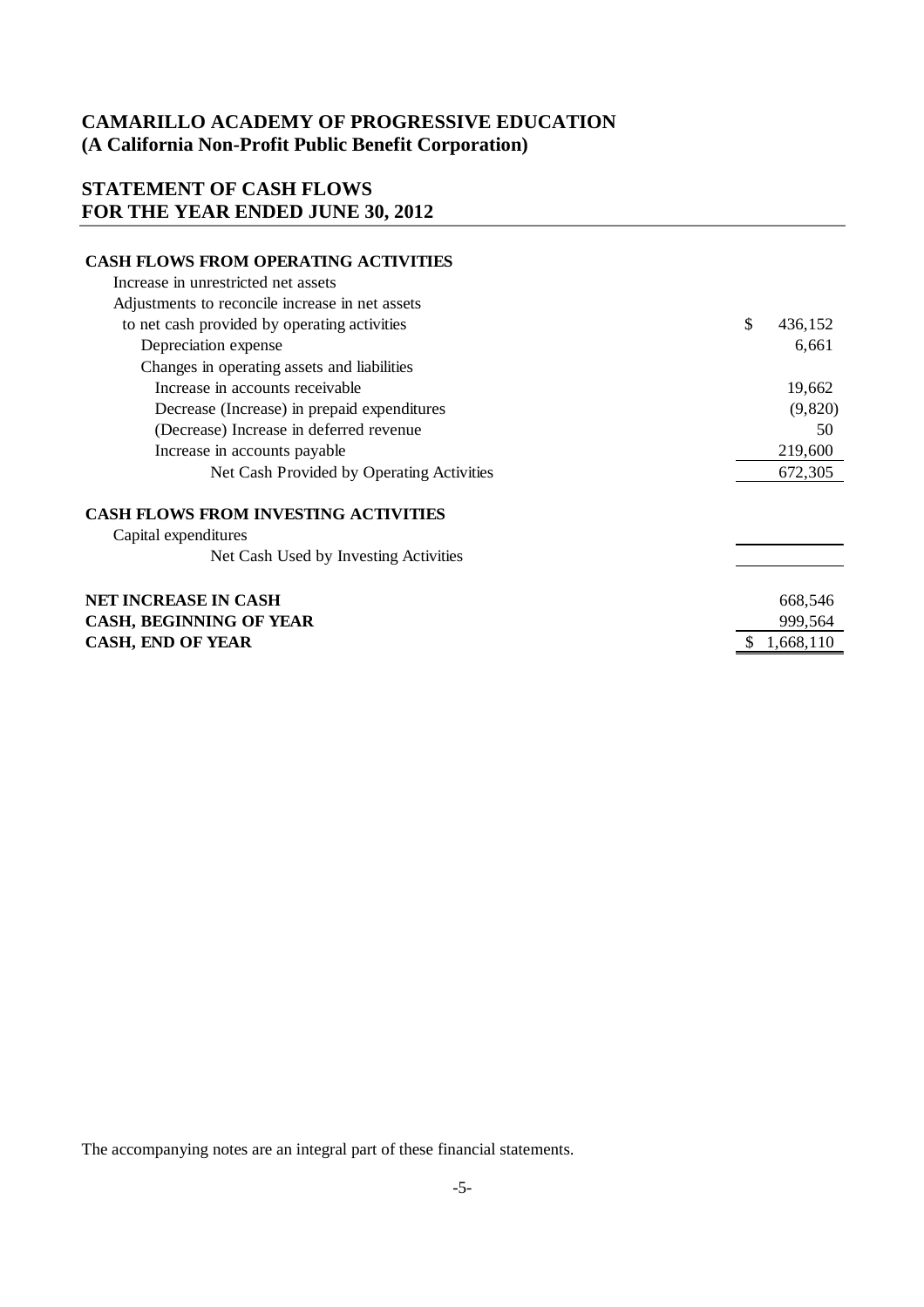## CAMARILLO ACADEMY OF PROGRESSIVE EDUCATION
## (A California Non-Profit Public Benefit Corporation)

## STATEMENT OF CASH FLOWS
## FOR THE YEAR ENDED JUNE 30, 2012

| | |
|---|---|
| **CASH FLOWS FROM OPERATING ACTIVITIES** | |
| Increase in unrestricted net assets | |
| Adjustments to reconcile increase in net assets | |
| to net cash provided by operating activities | $ 436,152 |
| Depreciation expense | 6,661 |
| Changes in operating assets and liabilities | |
| Increase in accounts receivable | 19,662 |
| Decrease (Increase) in prepaid expenditures | (9,820) |
| (Decrease) Increase in deferred revenue | 50 |
| Increase in accounts payable | 219,600 |
| Net Cash Provided by Operating Activities | 672,305 |
| **CASH FLOWS FROM INVESTING ACTIVITIES** | |
| Capital expenditures | |
| Net Cash Used by Investing Activities | |
| **NET INCREASE IN CASH** | 668,546 |
| **CASH, BEGINNING OF YEAR** | 999,564 |
| **CASH, END OF YEAR** | $ 1,668,110 |

The accompanying notes are an integral part of these financial statements.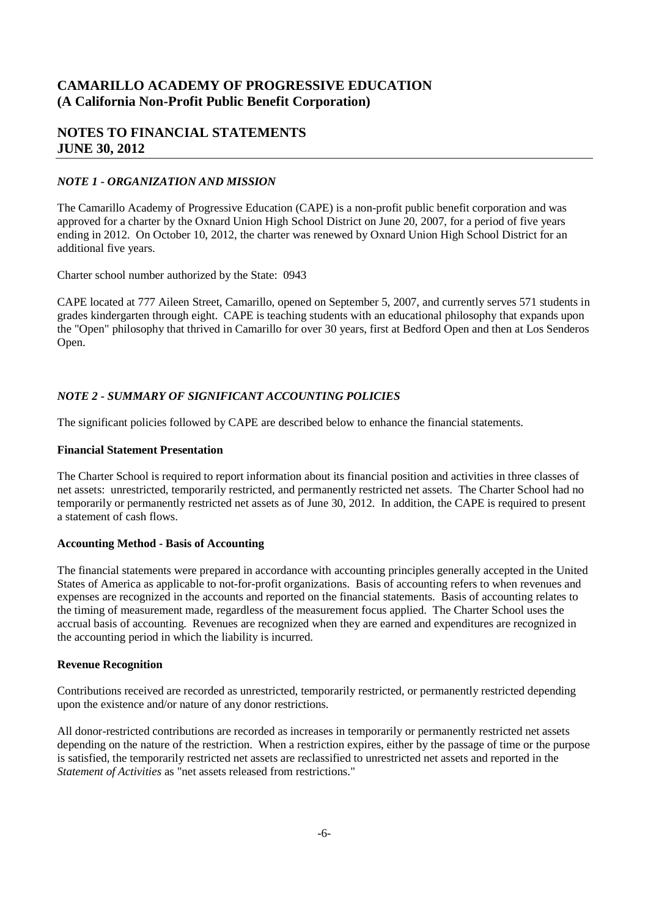# CAMARILLO ACADEMY OF PROGRESSIVE EDUCATION
# (A California Non-Profit Public Benefit Corporation)

## NOTES TO FINANCIAL STATEMENTS
## JUNE 30, 2012

### *NOTE 1 - ORGANIZATION AND MISSION*

The Camarillo Academy of Progressive Education (CAPE) is a non-profit public benefit corporation and was approved for a charter by the Oxnard Union High School District on June 20, 2007, for a period of five years ending in 2012. On October 10, 2012, the charter was renewed by Oxnard Union High School District for an additional five years.

Charter school number authorized by the State: 0943

CAPE located at 777 Aileen Street, Camarillo, opened on September 5, 2007, and currently serves 571 students in grades kindergarten through eight. CAPE is teaching students with an educational philosophy that expands upon the "Open" philosophy that thrived in Camarillo for over 30 years, first at Bedford Open and then at Los Senderos Open.

### *NOTE 2 - SUMMARY OF SIGNIFICANT ACCOUNTING POLICIES*

The significant policies followed by CAPE are described below to enhance the financial statements.

**Financial Statement Presentation**

The Charter School is required to report information about its financial position and activities in three classes of net assets: unrestricted, temporarily restricted, and permanently restricted net assets. The Charter School had no temporarily or permanently restricted net assets as of June 30, 2012. In addition, the CAPE is required to present a statement of cash flows.

**Accounting Method - Basis of Accounting**

The financial statements were prepared in accordance with accounting principles generally accepted in the United States of America as applicable to not-for-profit organizations. Basis of accounting refers to when revenues and expenses are recognized in the accounts and reported on the financial statements. Basis of accounting relates to the timing of measurement made, regardless of the measurement focus applied. The Charter School uses the accrual basis of accounting. Revenues are recognized when they are earned and expenditures are recognized in the accounting period in which the liability is incurred.

**Revenue Recognition**

Contributions received are recorded as unrestricted, temporarily restricted, or permanently restricted depending upon the existence and/or nature of any donor restrictions.

All donor-restricted contributions are recorded as increases in temporarily or permanently restricted net assets depending on the nature of the restriction. When a restriction expires, either by the passage of time or the purpose is satisfied, the temporarily restricted net assets are reclassified to unrestricted net assets and reported in the *Statement of Activities* as "net assets released from restrictions."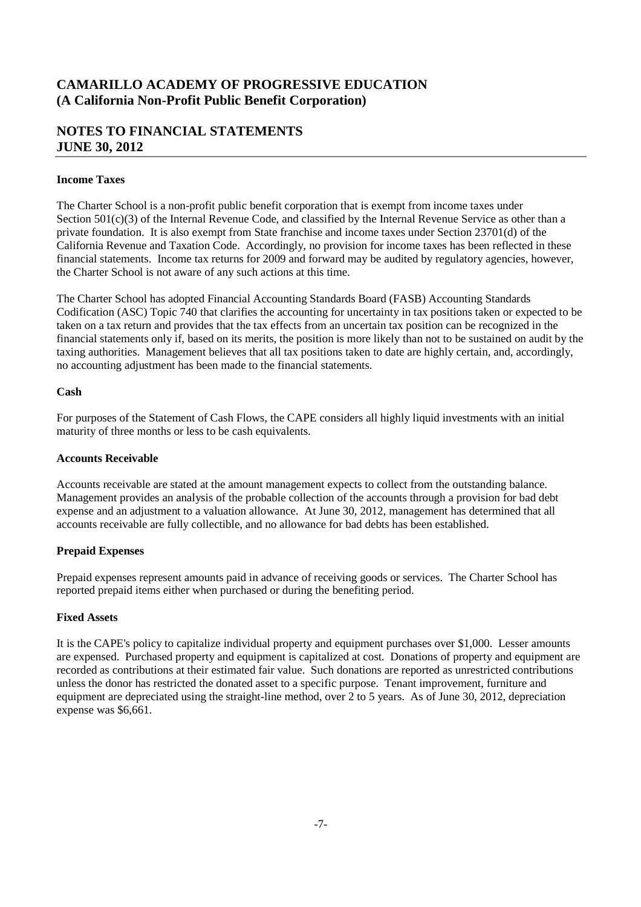# CAMARILLO ACADEMY OF PROGRESSIVE EDUCATION
# (A California Non-Profit Public Benefit Corporation)

## NOTES TO FINANCIAL STATEMENTS
## JUNE 30, 2012

### Income Taxes

The Charter School is a non-profit public benefit corporation that is exempt from income taxes under Section 501(c)(3) of the Internal Revenue Code, and classified by the Internal Revenue Service as other than a private foundation. It is also exempt from State franchise and income taxes under Section 23701(d) of the California Revenue and Taxation Code. Accordingly, no provision for income taxes has been reflected in these financial statements. Income tax returns for 2009 and forward may be audited by regulatory agencies, however, the Charter School is not aware of any such actions at this time.

The Charter School has adopted Financial Accounting Standards Board (FASB) Accounting Standards Codification (ASC) Topic 740 that clarifies the accounting for uncertainty in tax positions taken or expected to be taken on a tax return and provides that the tax effects from an uncertain tax position can be recognized in the financial statements only if, based on its merits, the position is more likely than not to be sustained on audit by the taxing authorities. Management believes that all tax positions taken to date are highly certain, and, accordingly, no accounting adjustment has been made to the financial statements.

### Cash

For purposes of the Statement of Cash Flows, the CAPE considers all highly liquid investments with an initial maturity of three months or less to be cash equivalents.

### Accounts Receivable

Accounts receivable are stated at the amount management expects to collect from the outstanding balance. Management provides an analysis of the probable collection of the accounts through a provision for bad debt expense and an adjustment to a valuation allowance. At June 30, 2012, management has determined that all accounts receivable are fully collectible, and no allowance for bad debts has been established.

### Prepaid Expenses

Prepaid expenses represent amounts paid in advance of receiving goods or services. The Charter School has reported prepaid items either when purchased or during the benefiting period.

### Fixed Assets

It is the CAPE's policy to capitalize individual property and equipment purchases over $1,000. Lesser amounts are expensed. Purchased property and equipment is capitalized at cost. Donations of property and equipment are recorded as contributions at their estimated fair value. Such donations are reported as unrestricted contributions unless the donor has restricted the donated asset to a specific purpose. Tenant improvement, furniture and equipment are depreciated using the straight-line method, over 2 to 5 years. As of June 30, 2012, depreciation expense was $6,661.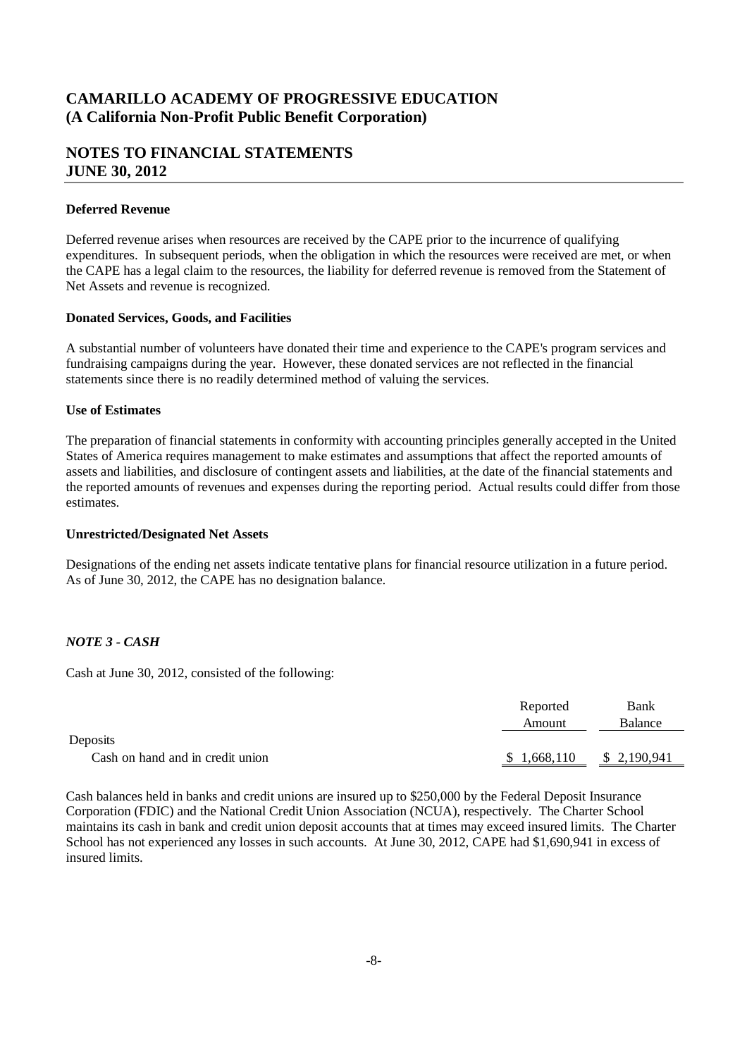# CAMARILLO ACADEMY OF PROGRESSIVE EDUCATION
## (A California Non-Profit Public Benefit Corporation)

## NOTES TO FINANCIAL STATEMENTS
## JUNE 30, 2012

**Deferred Revenue**

Deferred revenue arises when resources are received by the CAPE prior to the incurrence of qualifying expenditures. In subsequent periods, when the obligation in which the resources were received are met, or when the CAPE has a legal claim to the resources, the liability for deferred revenue is removed from the Statement of Net Assets and revenue is recognized.

**Donated Services, Goods, and Facilities**

A substantial number of volunteers have donated their time and experience to the CAPE's program services and fundraising campaigns during the year. However, these donated services are not reflected in the financial statements since there is no readily determined method of valuing the services.

**Use of Estimates**

The preparation of financial statements in conformity with accounting principles generally accepted in the United States of America requires management to make estimates and assumptions that affect the reported amounts of assets and liabilities, and disclosure of contingent assets and liabilities, at the date of the financial statements and the reported amounts of revenues and expenses during the reporting period. Actual results could differ from those estimates.

**Unrestricted/Designated Net Assets**

Designations of the ending net assets indicate tentative plans for financial resource utilization in a future period. As of June 30, 2012, the CAPE has no designation balance.

***NOTE 3 - CASH***

Cash at June 30, 2012, consisted of the following:

| | Reported Amount | Bank Balance |
|---|---|---|
| Deposits | | |
| Cash on hand and in credit union | $ 1,668,110 | $ 2,190,941 |

Cash balances held in banks and credit unions are insured up to $250,000 by the Federal Deposit Insurance Corporation (FDIC) and the National Credit Union Association (NCUA), respectively. The Charter School maintains its cash in bank and credit union deposit accounts that at times may exceed insured limits. The Charter School has not experienced any losses in such accounts. At June 30, 2012, CAPE had $1,690,941 in excess of insured limits.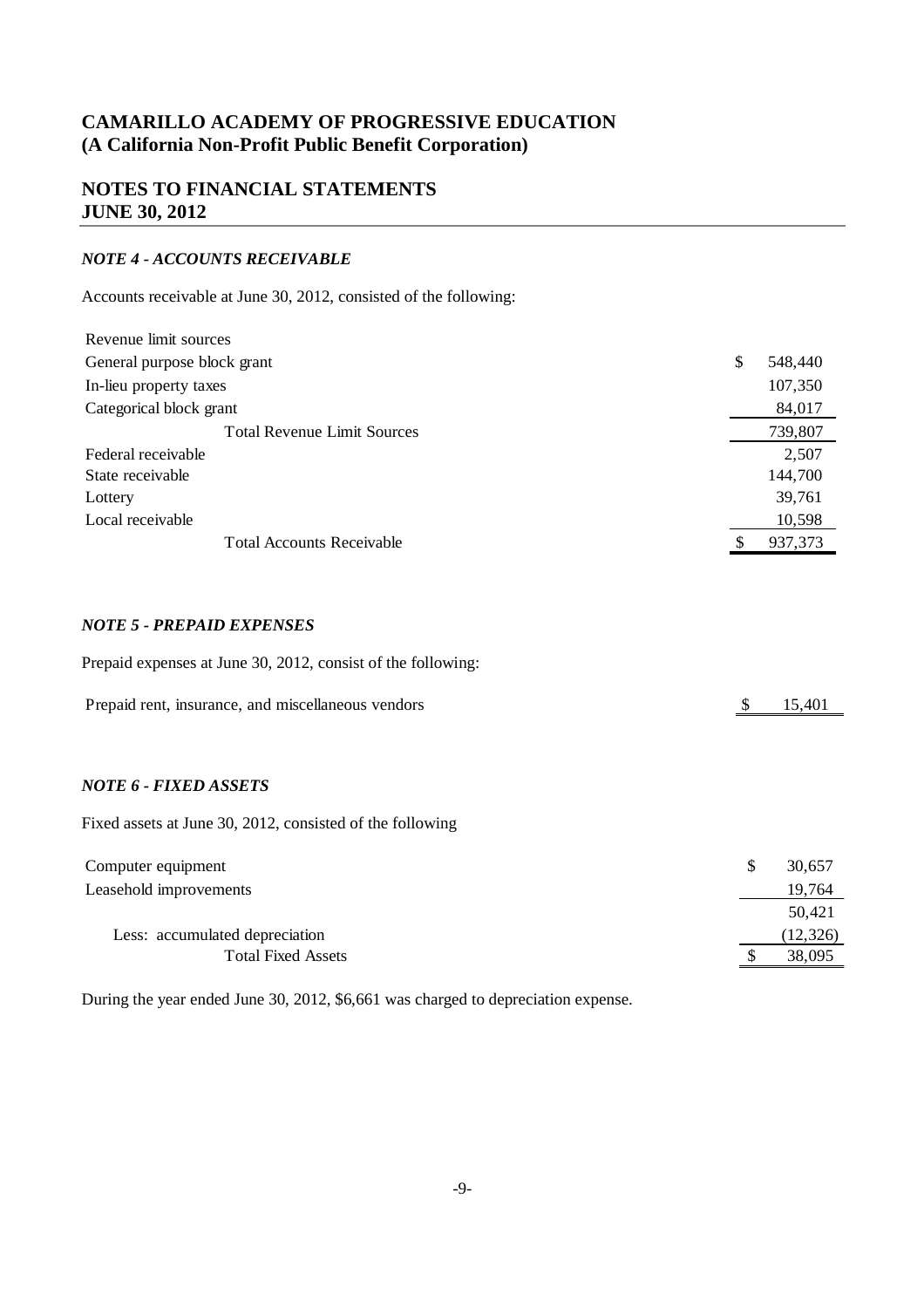# CAMARILLO ACADEMY OF PROGRESSIVE EDUCATION
## (A California Non-Profit Public Benefit Corporation)

## NOTES TO FINANCIAL STATEMENTS
## JUNE 30, 2012

### *NOTE 4 - ACCOUNTS RECEIVABLE*

Accounts receivable at June 30, 2012, consisted of the following:

| | |
|---|---|
| Revenue limit sources | |
| General purpose block grant | $ 548,440 |
| In-lieu property taxes | 107,350 |
| Categorical block grant | 84,017 |
| Total Revenue Limit Sources | 739,807 |
| Federal receivable | 2,507 |
| State receivable | 144,700 |
| Lottery | 39,761 |
| Local receivable | 10,598 |
| Total Accounts Receivable | $ 937,373 |

### *NOTE 5 - PREPAID EXPENSES*

Prepaid expenses at June 30, 2012, consist of the following:

| | |
|---|---|
| Prepaid rent, insurance, and miscellaneous vendors | $ 15,401 |

### *NOTE 6 - FIXED ASSETS*

Fixed assets at June 30, 2012, consisted of the following

| | |
|---|---|
| Computer equipment | $ 30,657 |
| Leasehold improvements | 19,764 |
| | 50,421 |
| Less: accumulated depreciation | (12,326) |
| Total Fixed Assets | $ 38,095 |

During the year ended June 30, 2012, $6,661 was charged to depreciation expense.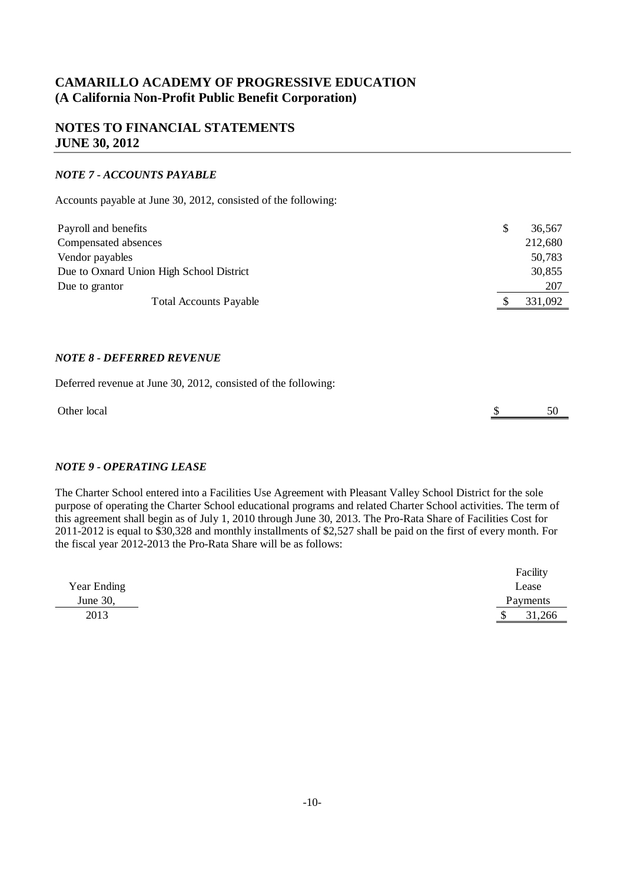# CAMARILLO ACADEMY OF PROGRESSIVE EDUCATION
**(A California Non-Profit Public Benefit Corporation)**

## NOTES TO FINANCIAL STATEMENTS
**JUNE 30, 2012**

### *NOTE 7 - ACCOUNTS PAYABLE*

Accounts payable at June 30, 2012, consisted of the following:

| | |
|---|---|
| Payroll and benefits | $ 36,567 |
| Compensated absences | 212,680 |
| Vendor payables | 50,783 |
| Due to Oxnard Union High School District | 30,855 |
| Due to grantor | 207 |
| Total Accounts Payable | $ 331,092 |

### *NOTE 8 - DEFERRED REVENUE*

Deferred revenue at June 30, 2012, consisted of the following:

| | |
|---|---|
| Other local | $ 50 |

### *NOTE 9 - OPERATING LEASE*

The Charter School entered into a Facilities Use Agreement with Pleasant Valley School District for the sole purpose of operating the Charter School educational programs and related Charter School activities. The term of this agreement shall begin as of July 1, 2010 through June 30, 2013. The Pro-Rata Share of Facilities Cost for 2011-2012 is equal to $30,328 and monthly installments of $2,527 shall be paid on the first of every month. For the fiscal year 2012-2013 the Pro-Rata Share will be as follows:

| Year Ending June 30, | Facility Lease Payments |
|---|---|
| 2013 | $ 31,266 |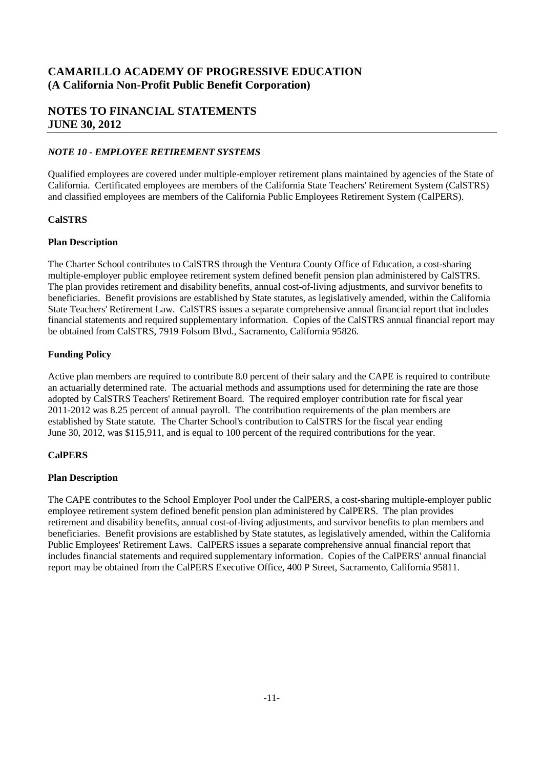# CAMARILLO ACADEMY OF PROGRESSIVE EDUCATION
# (A California Non-Profit Public Benefit Corporation)

## NOTES TO FINANCIAL STATEMENTS
## JUNE 30, 2012

### *NOTE 10 - EMPLOYEE RETIREMENT SYSTEMS*

Qualified employees are covered under multiple-employer retirement plans maintained by agencies of the State of California. Certificated employees are members of the California State Teachers' Retirement System (CalSTRS) and classified employees are members of the California Public Employees Retirement System (CalPERS).

**CalSTRS**

**Plan Description**

The Charter School contributes to CalSTRS through the Ventura County Office of Education, a cost-sharing multiple-employer public employee retirement system defined benefit pension plan administered by CalSTRS. The plan provides retirement and disability benefits, annual cost-of-living adjustments, and survivor benefits to beneficiaries. Benefit provisions are established by State statutes, as legislatively amended, within the California State Teachers' Retirement Law. CalSTRS issues a separate comprehensive annual financial report that includes financial statements and required supplementary information. Copies of the CalSTRS annual financial report may be obtained from CalSTRS, 7919 Folsom Blvd., Sacramento, California 95826.

**Funding Policy**

Active plan members are required to contribute 8.0 percent of their salary and the CAPE is required to contribute an actuarially determined rate. The actuarial methods and assumptions used for determining the rate are those adopted by CalSTRS Teachers' Retirement Board. The required employer contribution rate for fiscal year 2011-2012 was 8.25 percent of annual payroll. The contribution requirements of the plan members are established by State statute. The Charter School's contribution to CalSTRS for the fiscal year ending June 30, 2012, was $115,911, and is equal to 100 percent of the required contributions for the year.

**CalPERS**

**Plan Description**

The CAPE contributes to the School Employer Pool under the CalPERS, a cost-sharing multiple-employer public employee retirement system defined benefit pension plan administered by CalPERS. The plan provides retirement and disability benefits, annual cost-of-living adjustments, and survivor benefits to plan members and beneficiaries. Benefit provisions are established by State statutes, as legislatively amended, within the California Public Employees' Retirement Laws. CalPERS issues a separate comprehensive annual financial report that includes financial statements and required supplementary information. Copies of the CalPERS' annual financial report may be obtained from the CalPERS Executive Office, 400 P Street, Sacramento, California 95811.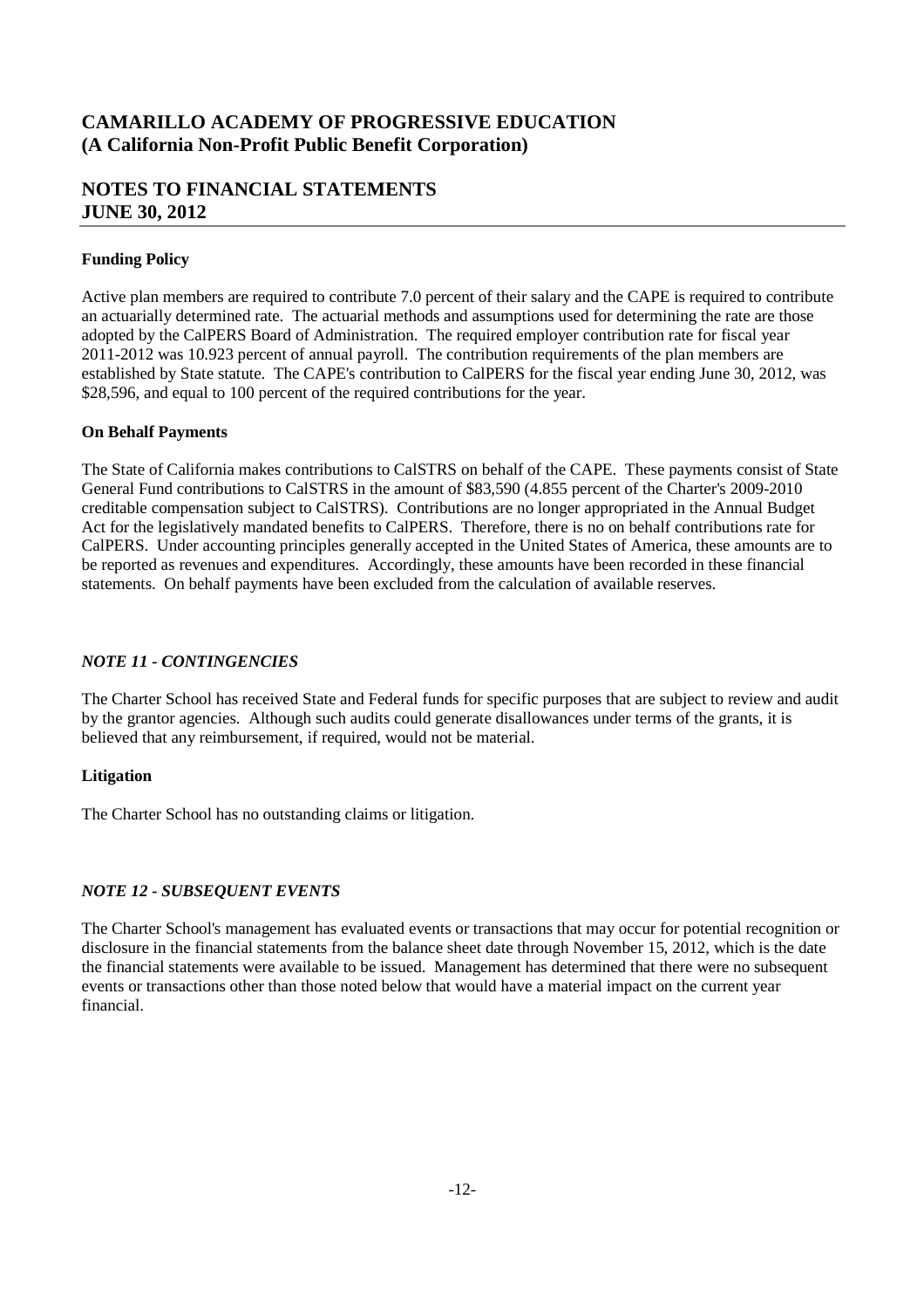# CAMARILLO ACADEMY OF PROGRESSIVE EDUCATION
# (A California Non-Profit Public Benefit Corporation)

## NOTES TO FINANCIAL STATEMENTS
## JUNE 30, 2012

### Funding Policy

Active plan members are required to contribute 7.0 percent of their salary and the CAPE is required to contribute an actuarially determined rate. The actuarial methods and assumptions used for determining the rate are those adopted by the CalPERS Board of Administration. The required employer contribution rate for fiscal year 2011-2012 was 10.923 percent of annual payroll. The contribution requirements of the plan members are established by State statute. The CAPE's contribution to CalPERS for the fiscal year ending June 30, 2012, was $28,596, and equal to 100 percent of the required contributions for the year.

### On Behalf Payments

The State of California makes contributions to CalSTRS on behalf of the CAPE. These payments consist of State General Fund contributions to CalSTRS in the amount of $83,590 (4.855 percent of the Charter's 2009-2010 creditable compensation subject to CalSTRS). Contributions are no longer appropriated in the Annual Budget Act for the legislatively mandated benefits to CalPERS. Therefore, there is no on behalf contributions rate for CalPERS. Under accounting principles generally accepted in the United States of America, these amounts are to be reported as revenues and expenditures. Accordingly, these amounts have been recorded in these financial statements. On behalf payments have been excluded from the calculation of available reserves.

## *NOTE 11 - CONTINGENCIES*

The Charter School has received State and Federal funds for specific purposes that are subject to review and audit by the grantor agencies. Although such audits could generate disallowances under terms of the grants, it is believed that any reimbursement, if required, would not be material.

### Litigation

The Charter School has no outstanding claims or litigation.

## *NOTE 12 - SUBSEQUENT EVENTS*

The Charter School's management has evaluated events or transactions that may occur for potential recognition or disclosure in the financial statements from the balance sheet date through November 15, 2012, which is the date the financial statements were available to be issued. Management has determined that there were no subsequent events or transactions other than those noted below that would have a material impact on the current year financial.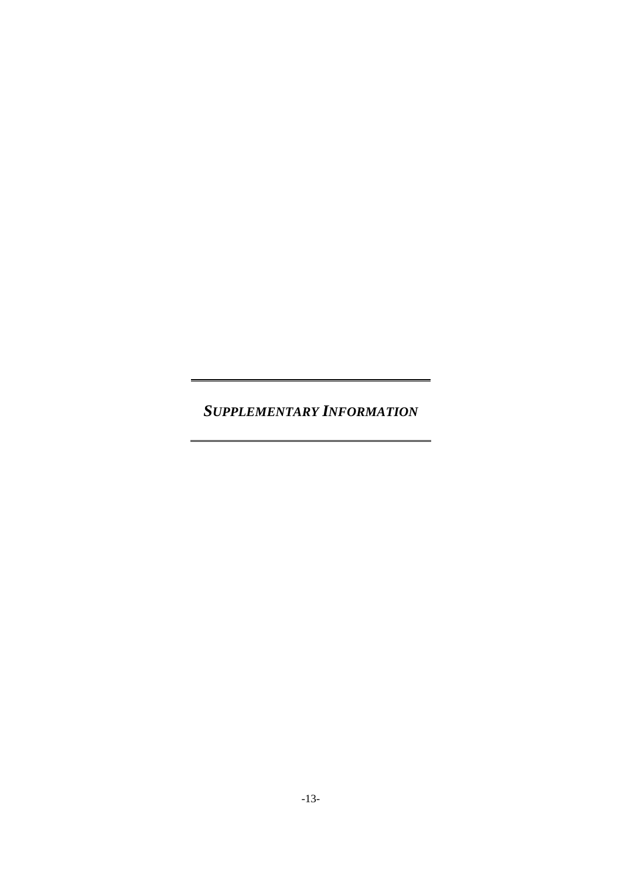# *SUPPLEMENTARY INFORMATION*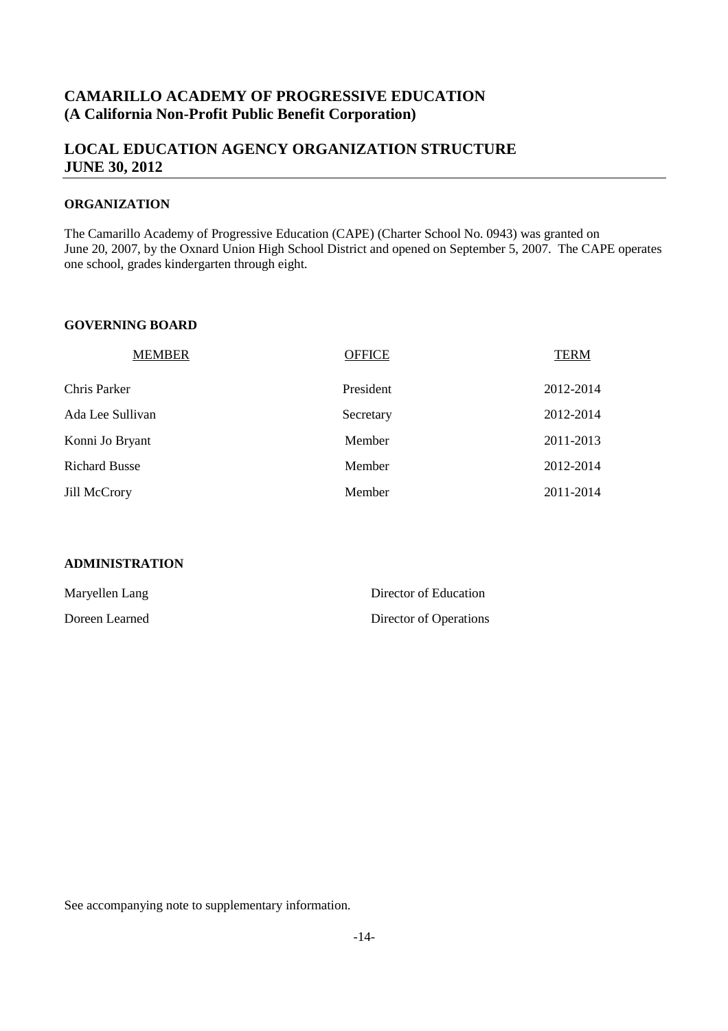# CAMARILLO ACADEMY OF PROGRESSIVE EDUCATION
# (A California Non-Profit Public Benefit Corporation)

## LOCAL EDUCATION AGENCY ORGANIZATION STRUCTURE
## JUNE 30, 2012

### ORGANIZATION

The Camarillo Academy of Progressive Education (CAPE) (Charter School No. 0943) was granted on June 20, 2007, by the Oxnard Union High School District and opened on September 5, 2007. The CAPE operates one school, grades kindergarten through eight.

### GOVERNING BOARD

| MEMBER | OFFICE | TERM |
|---|---|---|
| Chris Parker | President | 2012-2014 |
| Ada Lee Sullivan | Secretary | 2012-2014 |
| Konni Jo Bryant | Member | 2011-2013 |
| Richard Busse | Member | 2012-2014 |
| Jill McCrory | Member | 2011-2014 |

### ADMINISTRATION

| | |
|---|---|
| Maryellen Lang | Director of Education |
| Doreen Learned | Director of Operations |

See accompanying note to supplementary information.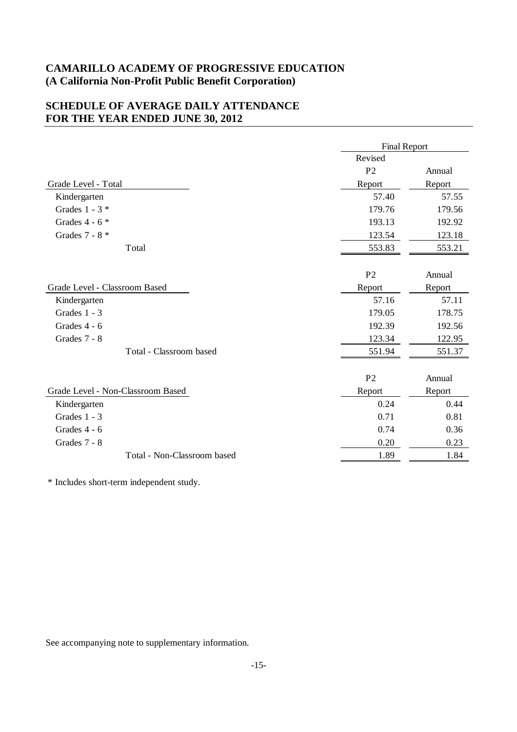## CAMARILLO ACADEMY OF PROGRESSIVE EDUCATION
## (A California Non-Profit Public Benefit Corporation)

## SCHEDULE OF AVERAGE DAILY ATTENDANCE
## FOR THE YEAR ENDED JUNE 30, 2012

| | Final Report | |
|---|---|---|
| Grade Level - Total | Revised P2 Report | Annual Report |
| Kindergarten | 57.40 | 57.55 |
| Grades 1 - 3 * | 179.76 | 179.56 |
| Grades 4 - 6 * | 193.13 | 192.92 |
| Grades 7 - 8 * | 123.54 | 123.18 |
| Total | 553.83 | 553.21 |

| Grade Level - Classroom Based | P2 Report | Annual Report |
|---|---|---|
| Kindergarten | 57.16 | 57.11 |
| Grades 1 - 3 | 179.05 | 178.75 |
| Grades 4 - 6 | 192.39 | 192.56 |
| Grades 7 - 8 | 123.34 | 122.95 |
| Total - Classroom based | 551.94 | 551.37 |

| Grade Level - Non-Classroom Based | P2 Report | Annual Report |
|---|---|---|
| Kindergarten | 0.24 | 0.44 |
| Grades 1 - 3 | 0.71 | 0.81 |
| Grades 4 - 6 | 0.74 | 0.36 |
| Grades 7 - 8 | 0.20 | 0.23 |
| Total - Non-Classroom based | 1.89 | 1.84 |

* Includes short-term independent study.

See accompanying note to supplementary information.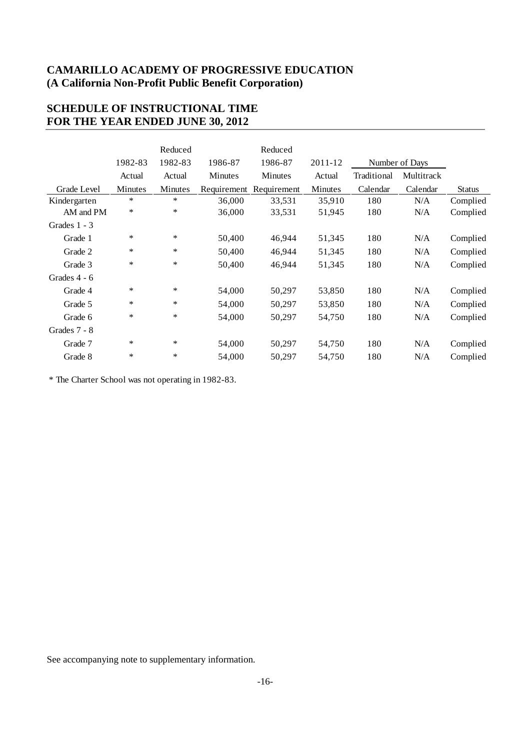**CAMARILLO ACADEMY OF PROGRESSIVE EDUCATION**
**(A California Non-Profit Public Benefit Corporation)**

## SCHEDULE OF INSTRUCTIONAL TIME
## FOR THE YEAR ENDED JUNE 30, 2012

| Grade Level | 1982-83 Actual Minutes | Reduced 1982-83 Actual Minutes | 1986-87 Minutes Requirement | Reduced 1986-87 Minutes Requirement | 2011-12 Actual Minutes | Number of Days Traditional Calendar | Number of Days Multitrack Calendar | Status |
|---|---|---|---|---|---|---|---|---|
| Kindergarten | * | * | 36,000 | 33,531 | 35,910 | 180 | N/A | Complied |
| AM and PM | * | * | 36,000 | 33,531 | 51,945 | 180 | N/A | Complied |
| Grades 1 - 3 | | | | | | | | |
| Grade 1 | * | * | 50,400 | 46,944 | 51,345 | 180 | N/A | Complied |
| Grade 2 | * | * | 50,400 | 46,944 | 51,345 | 180 | N/A | Complied |
| Grade 3 | * | * | 50,400 | 46,944 | 51,345 | 180 | N/A | Complied |
| Grades 4 - 6 | | | | | | | | |
| Grade 4 | * | * | 54,000 | 50,297 | 53,850 | 180 | N/A | Complied |
| Grade 5 | * | * | 54,000 | 50,297 | 53,850 | 180 | N/A | Complied |
| Grade 6 | * | * | 54,000 | 50,297 | 54,750 | 180 | N/A | Complied |
| Grades 7 - 8 | | | | | | | | |
| Grade 7 | * | * | 54,000 | 50,297 | 54,750 | 180 | N/A | Complied |
| Grade 8 | * | * | 54,000 | 50,297 | 54,750 | 180 | N/A | Complied |

\* The Charter School was not operating in 1982-83.

See accompanying note to supplementary information.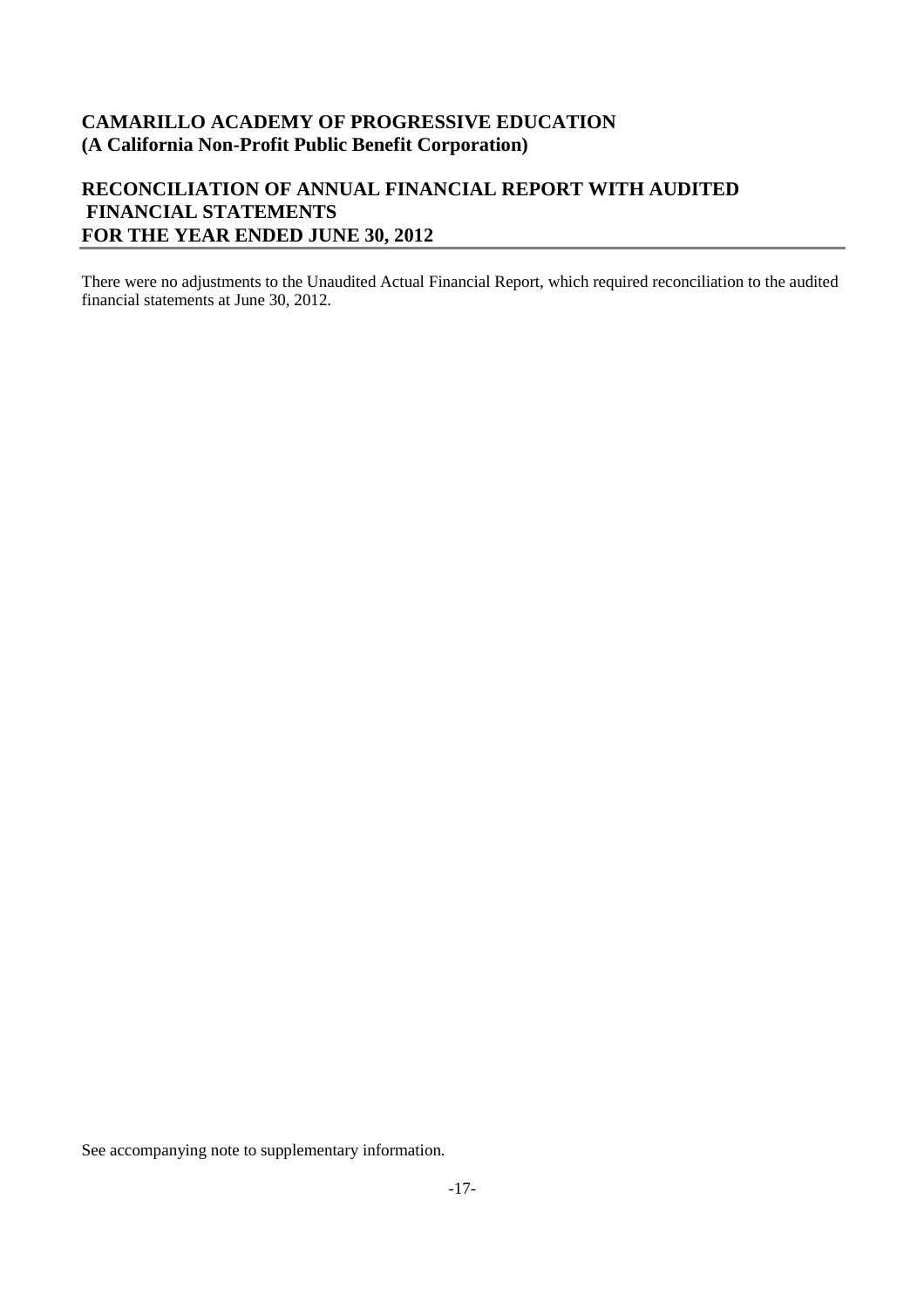**CAMARILLO ACADEMY OF PROGRESSIVE EDUCATION**
**(A California Non-Profit Public Benefit Corporation)**

## RECONCILIATION OF ANNUAL FINANCIAL REPORT WITH AUDITED FINANCIAL STATEMENTS FOR THE YEAR ENDED JUNE 30, 2012

There were no adjustments to the Unaudited Actual Financial Report, which required reconciliation to the audited financial statements at June 30, 2012.

See accompanying note to supplementary information.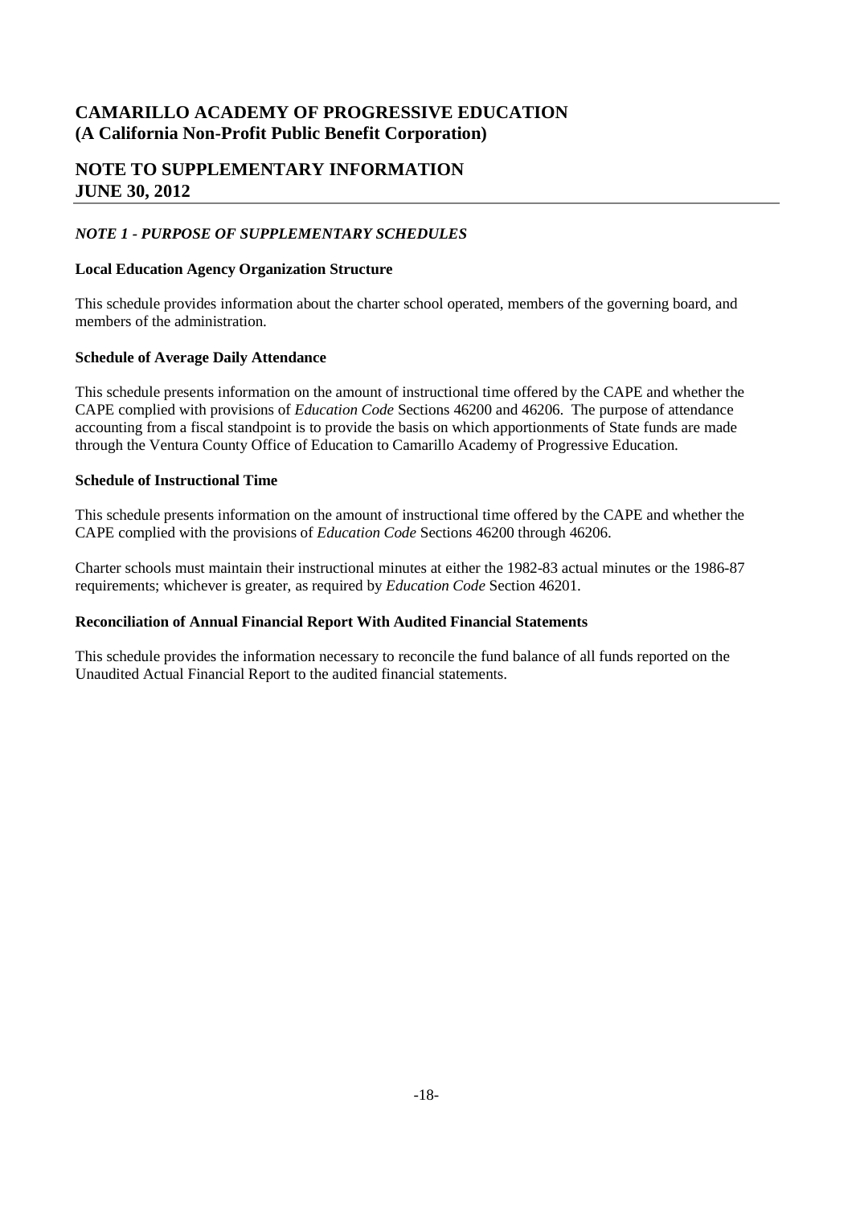# CAMARILLO ACADEMY OF PROGRESSIVE EDUCATION
# (A California Non-Profit Public Benefit Corporation)

## NOTE TO SUPPLEMENTARY INFORMATION
## JUNE 30, 2012

### *NOTE 1 - PURPOSE OF SUPPLEMENTARY SCHEDULES*

**Local Education Agency Organization Structure**

This schedule provides information about the charter school operated, members of the governing board, and members of the administration.

**Schedule of Average Daily Attendance**

This schedule presents information on the amount of instructional time offered by the CAPE and whether the CAPE complied with provisions of *Education Code* Sections 46200 and 46206. The purpose of attendance accounting from a fiscal standpoint is to provide the basis on which apportionments of State funds are made through the Ventura County Office of Education to Camarillo Academy of Progressive Education.

**Schedule of Instructional Time**

This schedule presents information on the amount of instructional time offered by the CAPE and whether the CAPE complied with the provisions of *Education Code* Sections 46200 through 46206.

Charter schools must maintain their instructional minutes at either the 1982-83 actual minutes or the 1986-87 requirements; whichever is greater, as required by *Education Code* Section 46201.

**Reconciliation of Annual Financial Report With Audited Financial Statements**

This schedule provides the information necessary to reconcile the fund balance of all funds reported on the Unaudited Actual Financial Report to the audited financial statements.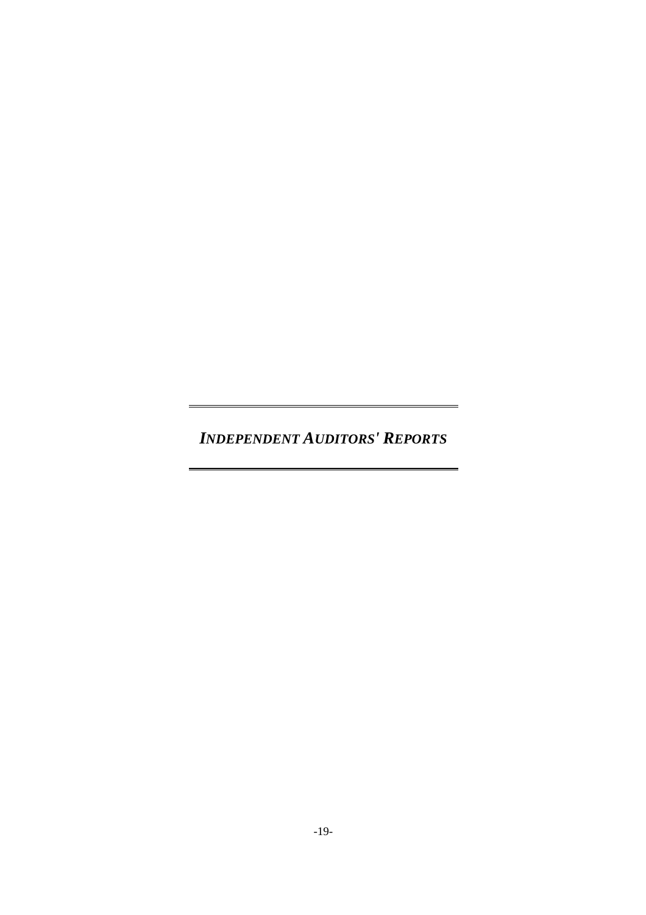# ***INDEPENDENT AUDITORS' REPORTS***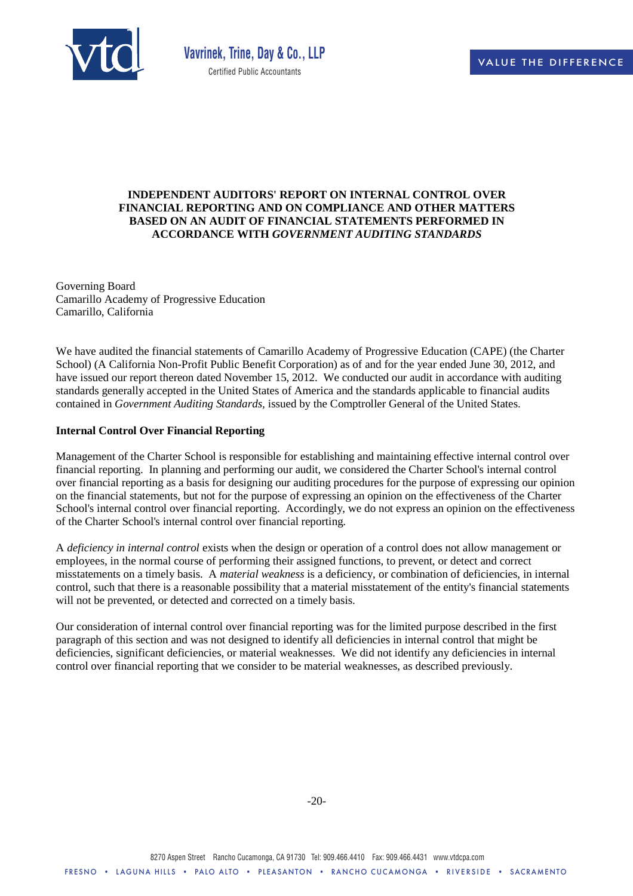Vavrinek, Trine, Day & Co., LLP
Certified Public Accountants

VALUE THE DIFFERENCE

**INDEPENDENT AUDITORS' REPORT ON INTERNAL CONTROL OVER FINANCIAL REPORTING AND ON COMPLIANCE AND OTHER MATTERS BASED ON AN AUDIT OF FINANCIAL STATEMENTS PERFORMED IN ACCORDANCE WITH *GOVERNMENT AUDITING STANDARDS***

Governing Board
Camarillo Academy of Progressive Education
Camarillo, California

We have audited the financial statements of Camarillo Academy of Progressive Education (CAPE) (the Charter School) (A California Non-Profit Public Benefit Corporation) as of and for the year ended June 30, 2012, and have issued our report thereon dated November 15, 2012. We conducted our audit in accordance with auditing standards generally accepted in the United States of America and the standards applicable to financial audits contained in *Government Auditing Standards*, issued by the Comptroller General of the United States.

**Internal Control Over Financial Reporting**

Management of the Charter School is responsible for establishing and maintaining effective internal control over financial reporting. In planning and performing our audit, we considered the Charter School's internal control over financial reporting as a basis for designing our auditing procedures for the purpose of expressing our opinion on the financial statements, but not for the purpose of expressing an opinion on the effectiveness of the Charter School's internal control over financial reporting. Accordingly, we do not express an opinion on the effectiveness of the Charter School's internal control over financial reporting.

A *deficiency in internal control* exists when the design or operation of a control does not allow management or employees, in the normal course of performing their assigned functions, to prevent, or detect and correct misstatements on a timely basis. A *material weakness* is a deficiency, or combination of deficiencies, in internal control, such that there is a reasonable possibility that a material misstatement of the entity's financial statements will not be prevented, or detected and corrected on a timely basis.

Our consideration of internal control over financial reporting was for the limited purpose described in the first paragraph of this section and was not designed to identify all deficiencies in internal control that might be deficiencies, significant deficiencies, or material weaknesses. We did not identify any deficiencies in internal control over financial reporting that we consider to be material weaknesses, as described previously.

8270 Aspen Street Rancho Cucamonga, CA 91730 Tel: 909.466.4410 Fax: 909.466.4431 www.vtdcpa.com

FRESNO • LAGUNA HILLS • PALO ALTO • PLEASANTON • RANCHO CUCAMONGA • RIVERSIDE • SACRAMENTO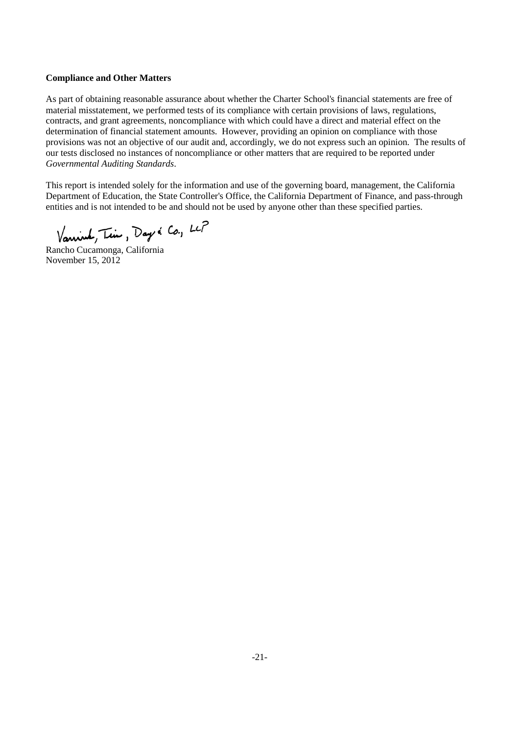**Compliance and Other Matters**

As part of obtaining reasonable assurance about whether the Charter School's financial statements are free of material misstatement, we performed tests of its compliance with certain provisions of laws, regulations, contracts, and grant agreements, noncompliance with which could have a direct and material effect on the determination of financial statement amounts. However, providing an opinion on compliance with those provisions was not an objective of our audit and, accordingly, we do not express such an opinion. The results of our tests disclosed no instances of noncompliance or other matters that are required to be reported under *Governmental Auditing Standards*.

This report is intended solely for the information and use of the governing board, management, the California Department of Education, the State Controller's Office, the California Department of Finance, and pass-through entities and is not intended to be and should not be used by anyone other than these specified parties.

Vavrinek, Trine, Day & Co., LLP

Rancho Cucamonga, California
November 15, 2012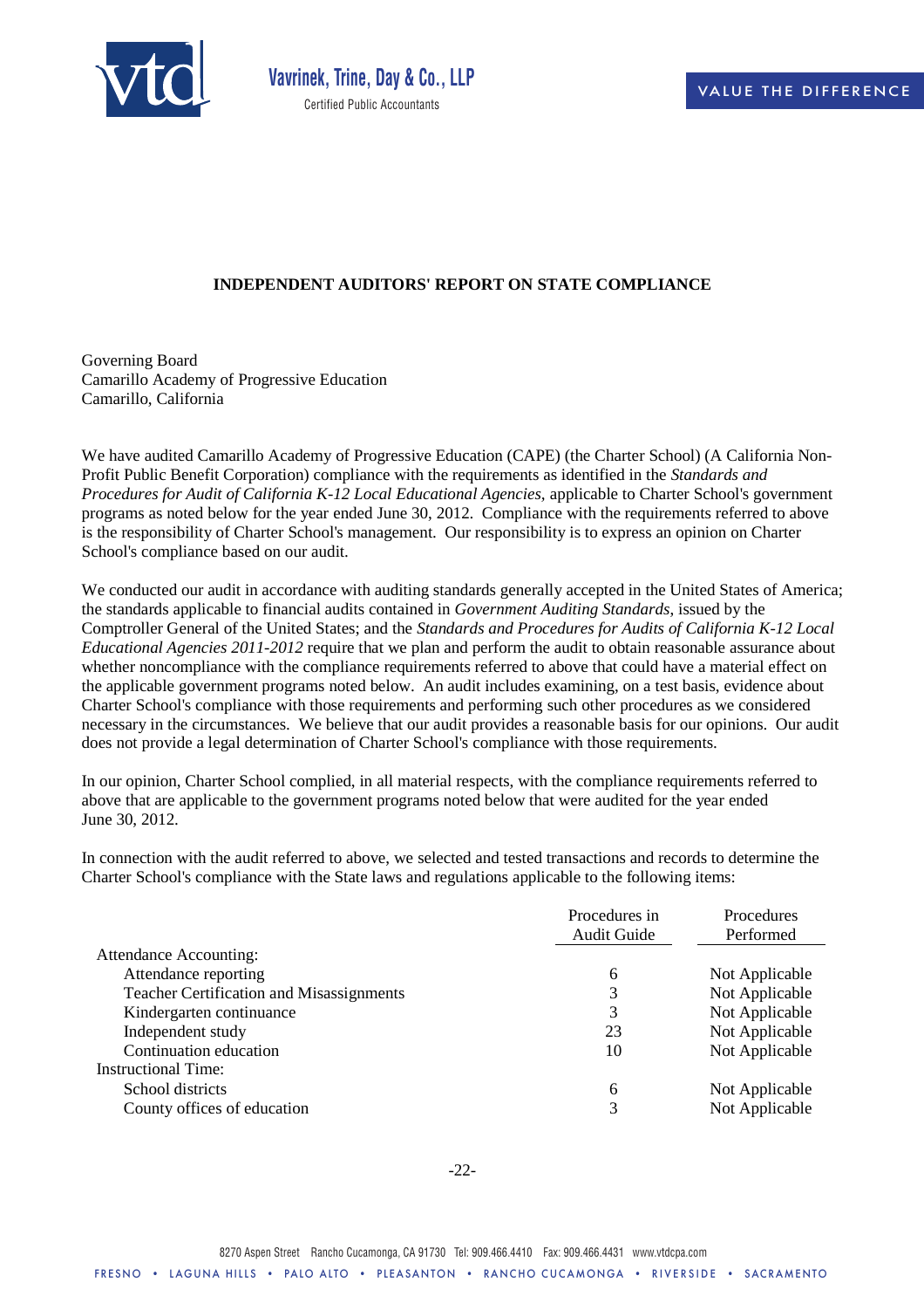# INDEPENDENT AUDITORS' REPORT ON STATE COMPLIANCE

Governing Board
Camarillo Academy of Progressive Education
Camarillo, California

We have audited Camarillo Academy of Progressive Education (CAPE) (the Charter School) (A California Non-Profit Public Benefit Corporation) compliance with the requirements as identified in the *Standards and Procedures for Audit of California K-12 Local Educational Agencies,* applicable to Charter School's government programs as noted below for the year ended June 30, 2012. Compliance with the requirements referred to above is the responsibility of Charter School's management. Our responsibility is to express an opinion on Charter School's compliance based on our audit.

We conducted our audit in accordance with auditing standards generally accepted in the United States of America; the standards applicable to financial audits contained in *Government Auditing Standards,* issued by the Comptroller General of the United States; and the *Standards and Procedures for Audits of California K-12 Local Educational Agencies 2011-2012* require that we plan and perform the audit to obtain reasonable assurance about whether noncompliance with the compliance requirements referred to above that could have a material effect on the applicable government programs noted below. An audit includes examining, on a test basis, evidence about Charter School's compliance with those requirements and performing such other procedures as we considered necessary in the circumstances. We believe that our audit provides a reasonable basis for our opinions. Our audit does not provide a legal determination of Charter School's compliance with those requirements.

In our opinion, Charter School complied, in all material respects, with the compliance requirements referred to above that are applicable to the government programs noted below that were audited for the year ended June 30, 2012.

In connection with the audit referred to above, we selected and tested transactions and records to determine the Charter School's compliance with the State laws and regulations applicable to the following items:

| | Procedures in Audit Guide | Procedures Performed |
|---|---|---|
| Attendance Accounting: | | |
| Attendance reporting | 6 | Not Applicable |
| Teacher Certification and Misassignments | 3 | Not Applicable |
| Kindergarten continuance | 3 | Not Applicable |
| Independent study | 23 | Not Applicable |
| Continuation education | 10 | Not Applicable |
| Instructional Time: | | |
| School districts | 6 | Not Applicable |
| County offices of education | 3 | Not Applicable |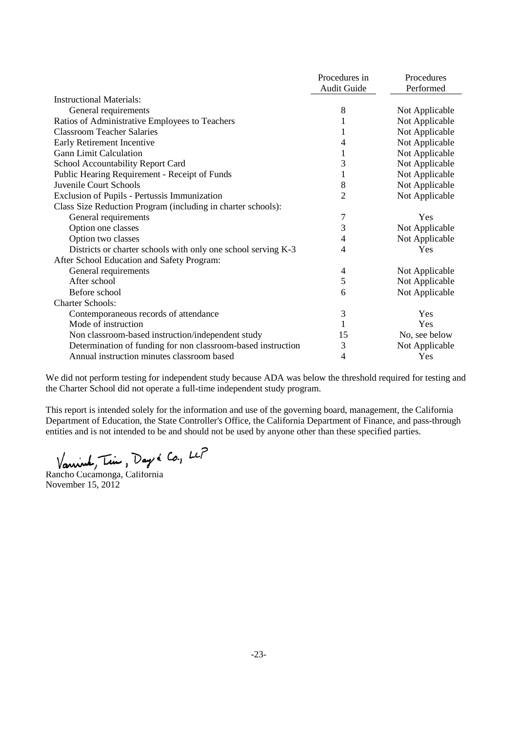| | Procedures in Audit Guide | Procedures Performed |
|---|---|---|
| Instructional Materials: | | |
| General requirements | 8 | Not Applicable |
| Ratios of Administrative Employees to Teachers | 1 | Not Applicable |
| Classroom Teacher Salaries | 1 | Not Applicable |
| Early Retirement Incentive | 4 | Not Applicable |
| Gann Limit Calculation | 1 | Not Applicable |
| School Accountability Report Card | 3 | Not Applicable |
| Public Hearing Requirement - Receipt of Funds | 1 | Not Applicable |
| Juvenile Court Schools | 8 | Not Applicable |
| Exclusion of Pupils - Pertussis Immunization | 2 | Not Applicable |
| Class Size Reduction Program (including in charter schools): | | |
| General requirements | 7 | Yes |
| Option one classes | 3 | Not Applicable |
| Option two classes | 4 | Not Applicable |
| Districts or charter schools with only one school serving K-3 | 4 | Yes |
| After School Education and Safety Program: | | |
| General requirements | 4 | Not Applicable |
| After school | 5 | Not Applicable |
| Before school | 6 | Not Applicable |
| Charter Schools: | | |
| Contemporaneous records of attendance | 3 | Yes |
| Mode of instruction | 1 | Yes |
| Non classroom-based instruction/independent study | 15 | No, see below |
| Determination of funding for non classroom-based instruction | 3 | Not Applicable |
| Annual instruction minutes classroom based | 4 | Yes |

We did not perform testing for independent study because ADA was below the threshold required for testing and the Charter School did not operate a full-time independent study program.

This report is intended solely for the information and use of the governing board, management, the California Department of Education, the State Controller's Office, the California Department of Finance, and pass-through entities and is not intended to be and should not be used by anyone other than these specified parties.

Vavrinek, Trine, Day & Co., LLP

Rancho Cucamonga, California
November 15, 2012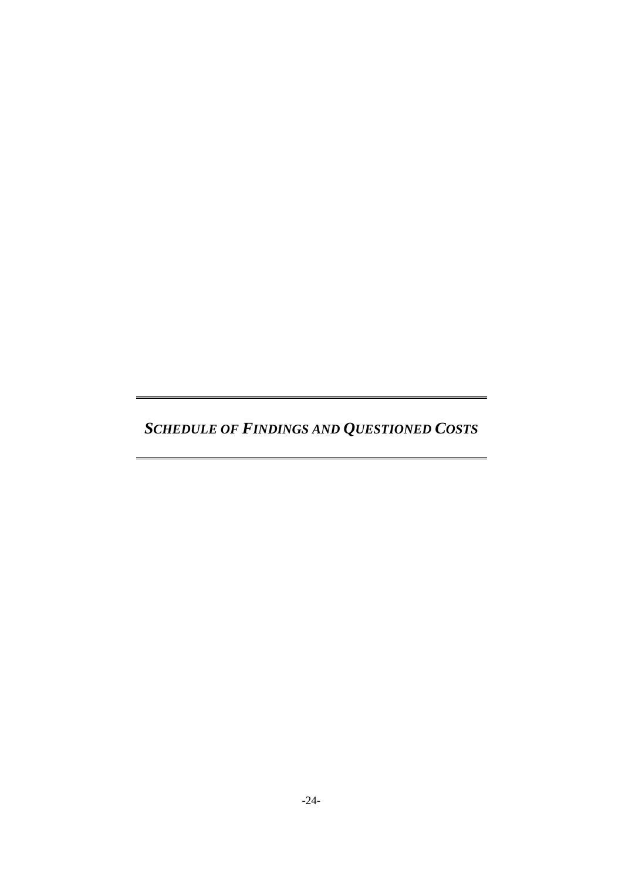# ***SCHEDULE OF FINDINGS AND QUESTIONED COSTS***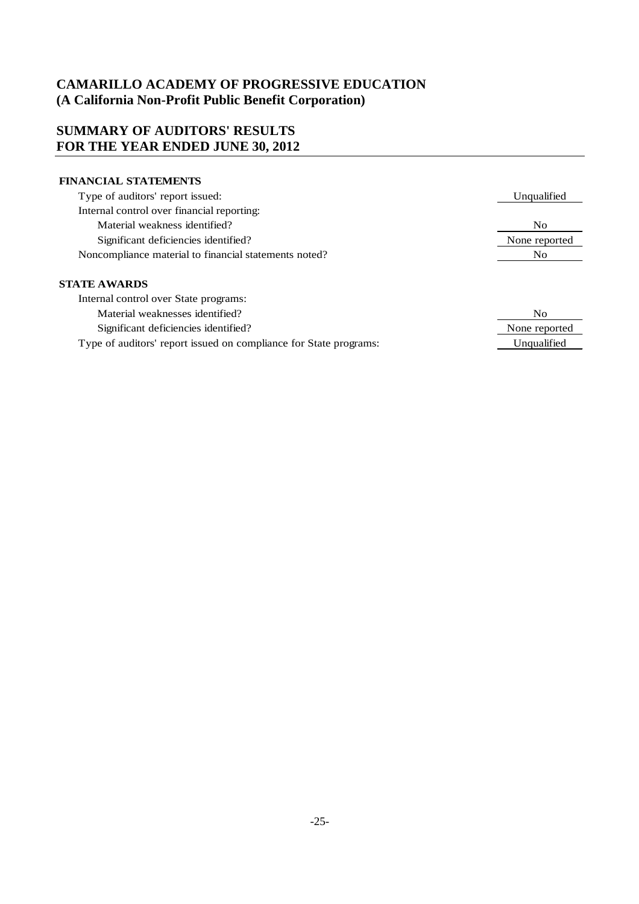# CAMARILLO ACADEMY OF PROGRESSIVE EDUCATION
## (A California Non-Profit Public Benefit Corporation)

## SUMMARY OF AUDITORS' RESULTS
## FOR THE YEAR ENDED JUNE 30, 2012

| | |
|---|---|
| **FINANCIAL STATEMENTS** | |
| Type of auditors' report issued: | Unqualified |
| Internal control over financial reporting: | |
| Material weakness identified? | No |
| Significant deficiencies identified? | None reported |
| Noncompliance material to financial statements noted? | No |
| **STATE AWARDS** | |
| Internal control over State programs: | |
| Material weaknesses identified? | No |
| Significant deficiencies identified? | None reported |
| Type of auditors' report issued on compliance for State programs: | Unqualified |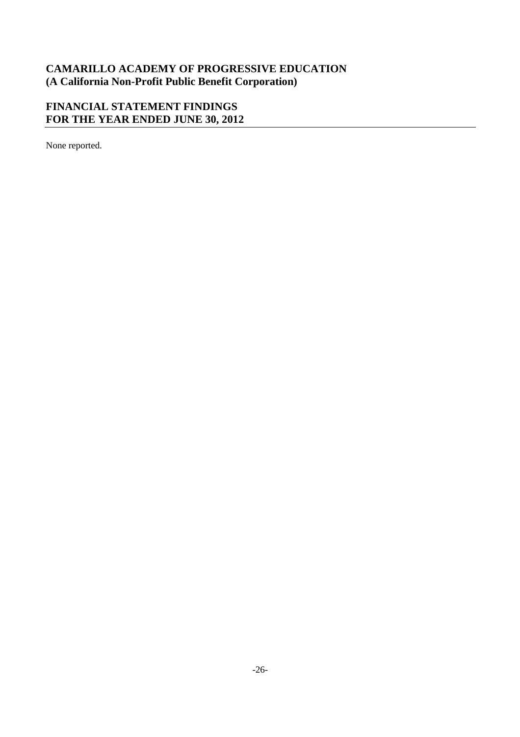**CAMARILLO ACADEMY OF PROGRESSIVE EDUCATION**
**(A California Non-Profit Public Benefit Corporation)**

## FINANCIAL STATEMENT FINDINGS
## FOR THE YEAR ENDED JUNE 30, 2012

None reported.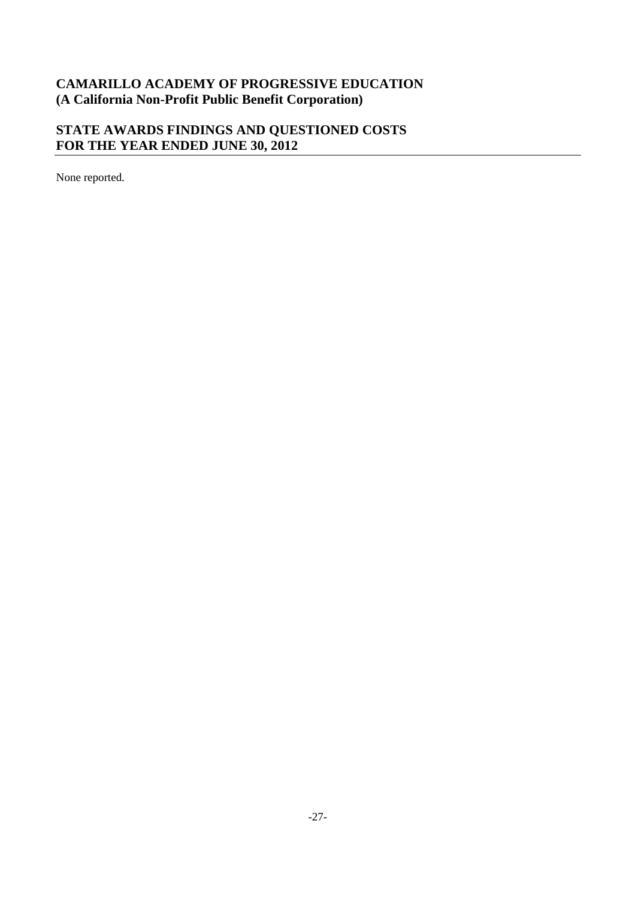**CAMARILLO ACADEMY OF PROGRESSIVE EDUCATION**
**(A California Non-Profit Public Benefit Corporation)**

## STATE AWARDS FINDINGS AND QUESTIONED COSTS
## FOR THE YEAR ENDED JUNE 30, 2012

None reported.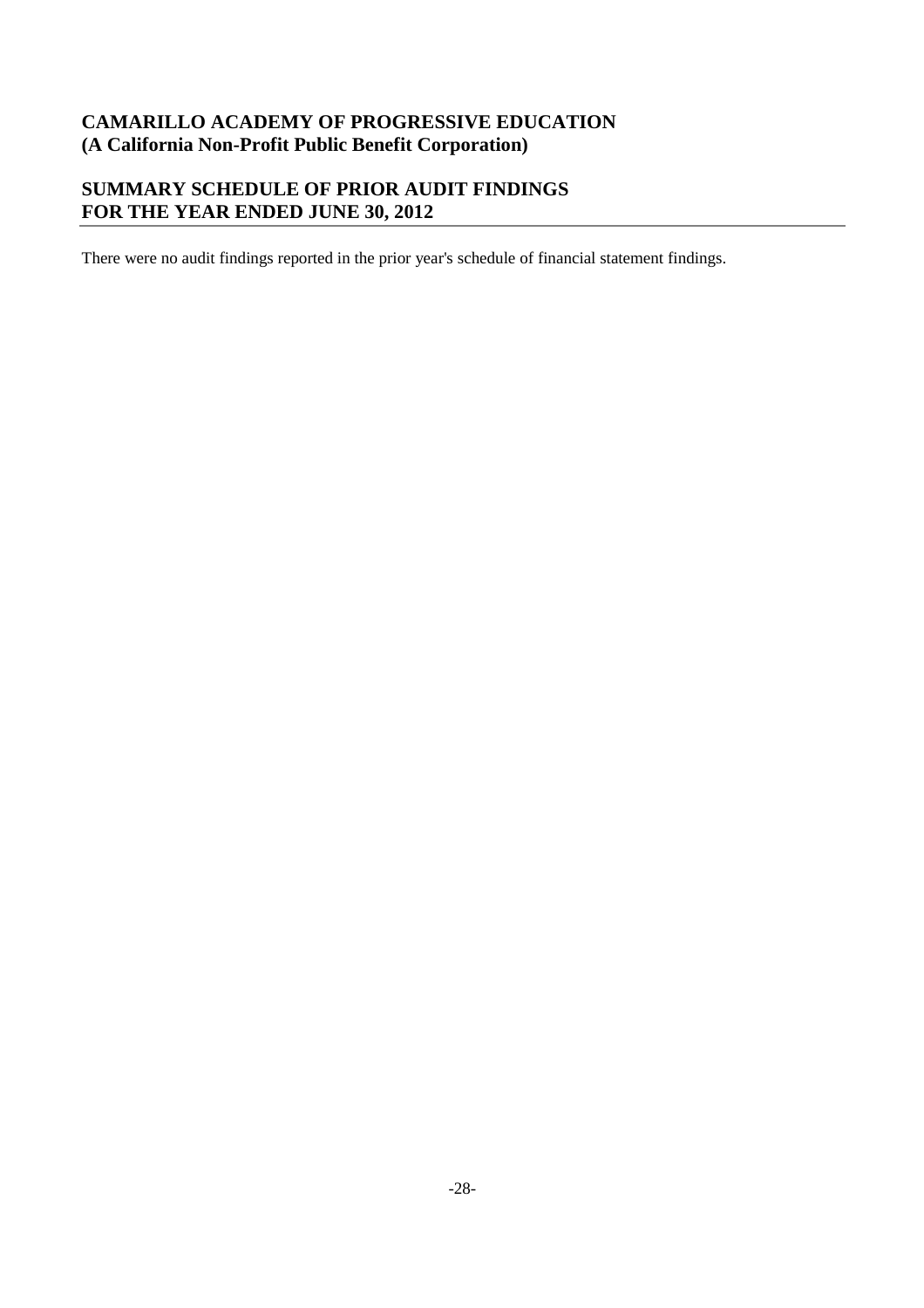**CAMARILLO ACADEMY OF PROGRESSIVE EDUCATION**
**(A California Non-Profit Public Benefit Corporation)**

## SUMMARY SCHEDULE OF PRIOR AUDIT FINDINGS
## FOR THE YEAR ENDED JUNE 30, 2012

There were no audit findings reported in the prior year's schedule of financial statement findings.